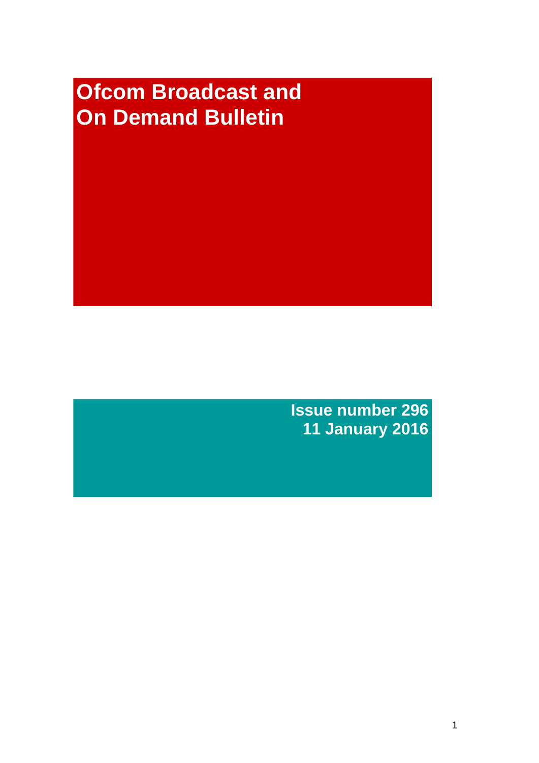# Ofcom Broadcast and On Demand Bulletin

**Issue number 296**
**11 January 2016**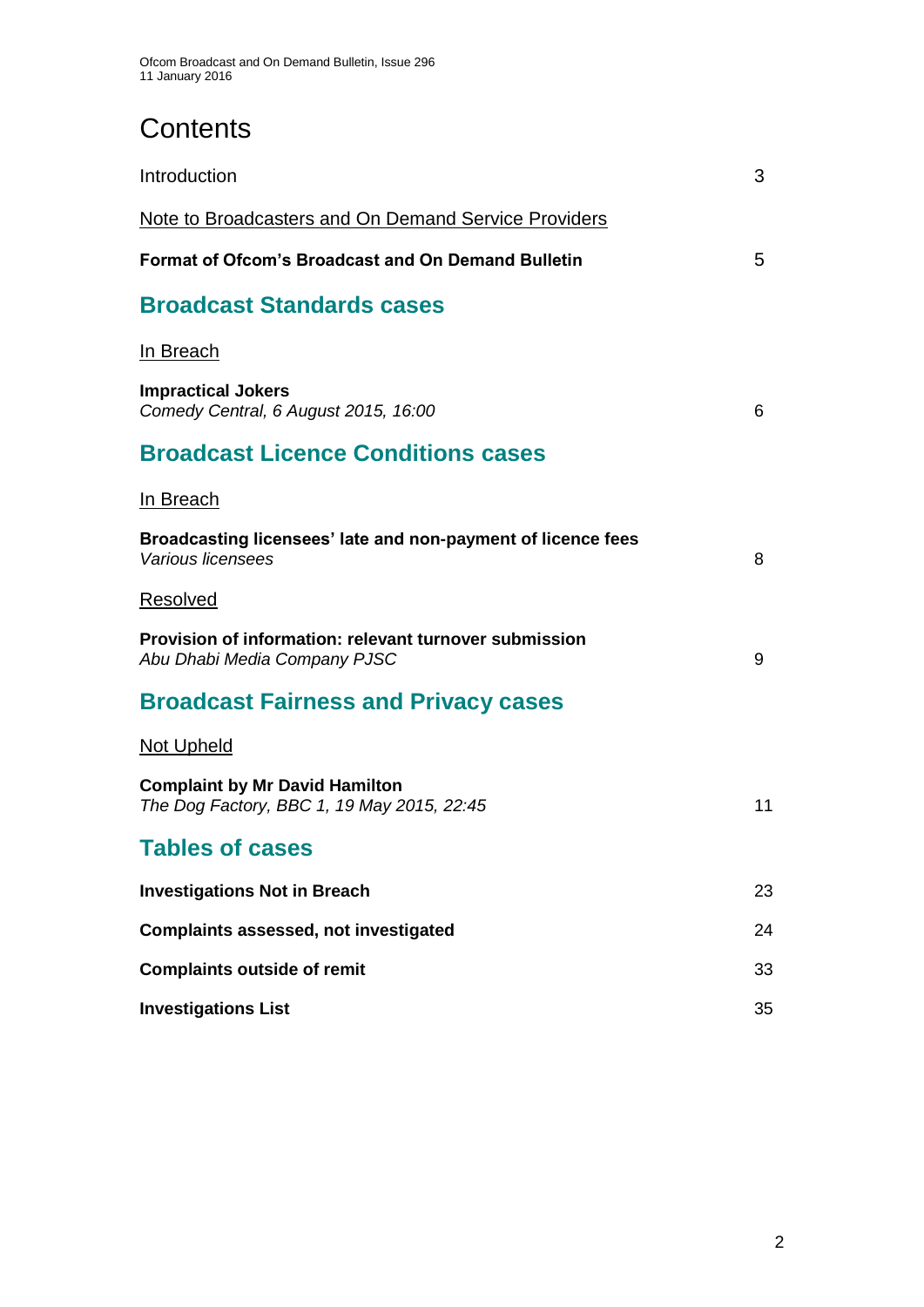# Contents

Introduction 3

Note to Broadcasters and On Demand Service Providers

**Format of Ofcom's Broadcast and On Demand Bulletin** 5

## Broadcast Standards cases

In Breach

**Impractical Jokers**
*Comedy Central, 6 August 2015, 16:00* 6

## Broadcast Licence Conditions cases

In Breach

**Broadcasting licensees' late and non-payment of licence fees**
*Various licensees* 8

Resolved

**Provision of information: relevant turnover submission**
*Abu Dhabi Media Company PJSC* 9

## Broadcast Fairness and Privacy cases

Not Upheld

**Complaint by Mr David Hamilton**
*The Dog Factory, BBC 1, 19 May 2015, 22:45* 11

## Tables of cases

**Investigations Not in Breach** 23

**Complaints assessed, not investigated** 24

**Complaints outside of remit** 33

**Investigations List** 35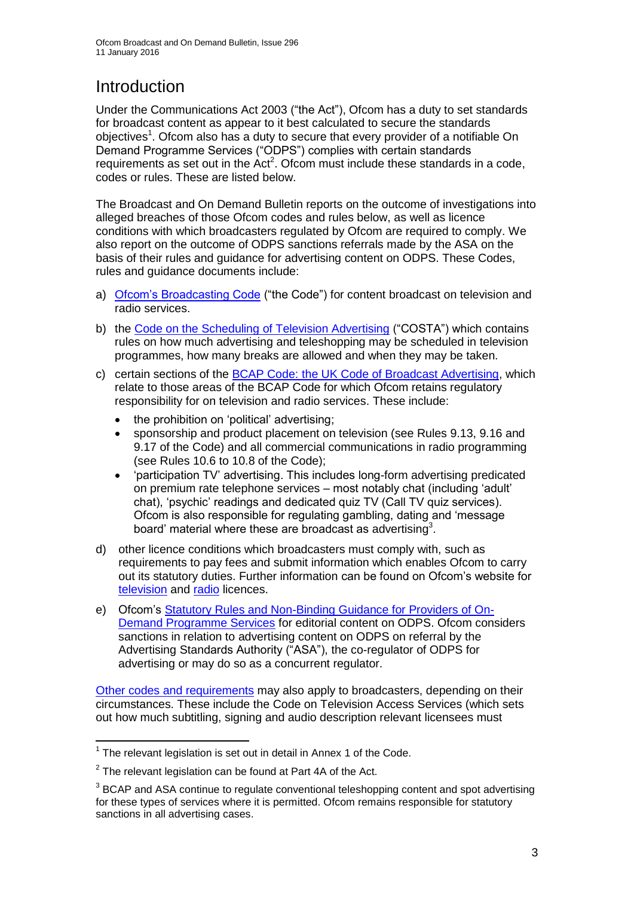# Introduction

Under the Communications Act 2003 ("the Act"), Ofcom has a duty to set standards for broadcast content as appear to it best calculated to secure the standards objectives[1]. Ofcom also has a duty to secure that every provider of a notifiable On Demand Programme Services ("ODPS") complies with certain standards requirements as set out in the Act[2]. Ofcom must include these standards in a code, codes or rules. These are listed below.

The Broadcast and On Demand Bulletin reports on the outcome of investigations into alleged breaches of those Ofcom codes and rules below, as well as licence conditions with which broadcasters regulated by Ofcom are required to comply. We also report on the outcome of ODPS sanctions referrals made by the ASA on the basis of their rules and guidance for advertising content on ODPS. These Codes, rules and guidance documents include:

a) Ofcom's Broadcasting Code ("the Code") for content broadcast on television and radio services.

b) the Code on the Scheduling of Television Advertising ("COSTA") which contains rules on how much advertising and teleshopping may be scheduled in television programmes, how many breaks are allowed and when they may be taken.

c) certain sections of the BCAP Code: the UK Code of Broadcast Advertising, which relate to those areas of the BCAP Code for which Ofcom retains regulatory responsibility for on television and radio services. These include:

- the prohibition on 'political' advertising;
- sponsorship and product placement on television (see Rules 9.13, 9.16 and 9.17 of the Code) and all commercial communications in radio programming (see Rules 10.6 to 10.8 of the Code);
- 'participation TV' advertising. This includes long-form advertising predicated on premium rate telephone services – most notably chat (including 'adult' chat), 'psychic' readings and dedicated quiz TV (Call TV quiz services). Ofcom is also responsible for regulating gambling, dating and 'message board' material where these are broadcast as advertising[3].

d) other licence conditions which broadcasters must comply with, such as requirements to pay fees and submit information which enables Ofcom to carry out its statutory duties. Further information can be found on Ofcom's website for television and radio licences.

e) Ofcom's Statutory Rules and Non-Binding Guidance for Providers of On-Demand Programme Services for editorial content on ODPS. Ofcom considers sanctions in relation to advertising content on ODPS on referral by the Advertising Standards Authority ("ASA"), the co-regulator of ODPS for advertising or may do so as a concurrent regulator.

Other codes and requirements may also apply to broadcasters, depending on their circumstances. These include the Code on Television Access Services (which sets out how much subtitling, signing and audio description relevant licensees must

---

[1] The relevant legislation is set out in detail in Annex 1 of the Code.

[2] The relevant legislation can be found at Part 4A of the Act.

[3] BCAP and ASA continue to regulate conventional teleshopping content and spot advertising for these types of services where it is permitted. Ofcom remains responsible for statutory sanctions in all advertising cases.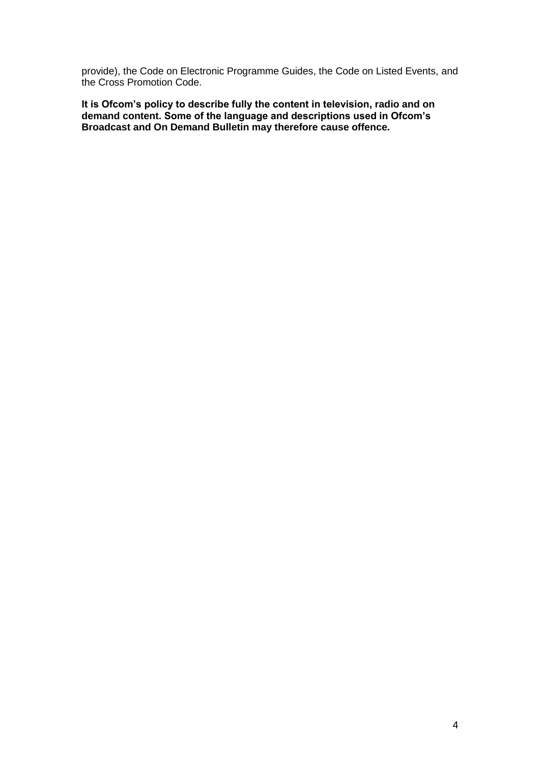provide), the Code on Electronic Programme Guides, the Code on Listed Events, and the Cross Promotion Code.

**It is Ofcom's policy to describe fully the content in television, radio and on demand content. Some of the language and descriptions used in Ofcom's Broadcast and On Demand Bulletin may therefore cause offence.**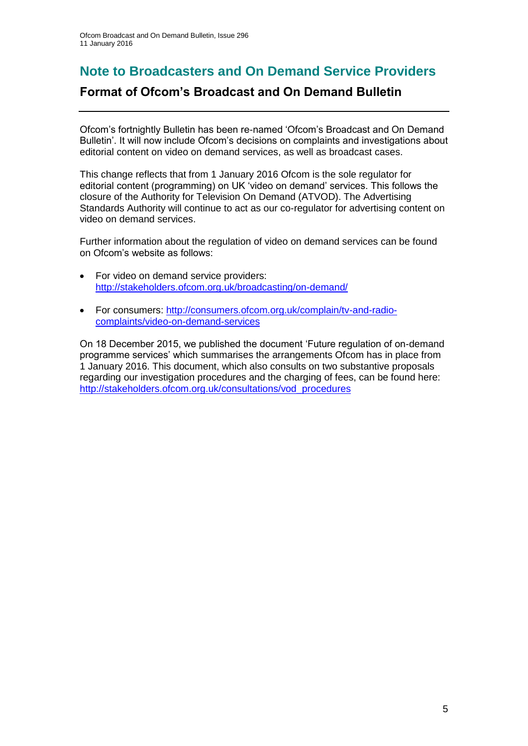# Note to Broadcasters and On Demand Service Providers

## Format of Ofcom's Broadcast and On Demand Bulletin

Ofcom's fortnightly Bulletin has been re-named 'Ofcom's Broadcast and On Demand Bulletin'. It will now include Ofcom's decisions on complaints and investigations about editorial content on video on demand services, as well as broadcast cases.

This change reflects that from 1 January 2016 Ofcom is the sole regulator for editorial content (programming) on UK 'video on demand' services. This follows the closure of the Authority for Television On Demand (ATVOD). The Advertising Standards Authority will continue to act as our co-regulator for advertising content on video on demand services.

Further information about the regulation of video on demand services can be found on Ofcom's website as follows:

- For video on demand service providers: http://stakeholders.ofcom.org.uk/broadcasting/on-demand/
- For consumers: http://consumers.ofcom.org.uk/complain/tv-and-radio-complaints/video-on-demand-services

On 18 December 2015, we published the document 'Future regulation of on-demand programme services' which summarises the arrangements Ofcom has in place from 1 January 2016. This document, which also consults on two substantive proposals regarding our investigation procedures and the charging of fees, can be found here: http://stakeholders.ofcom.org.uk/consultations/vod_procedures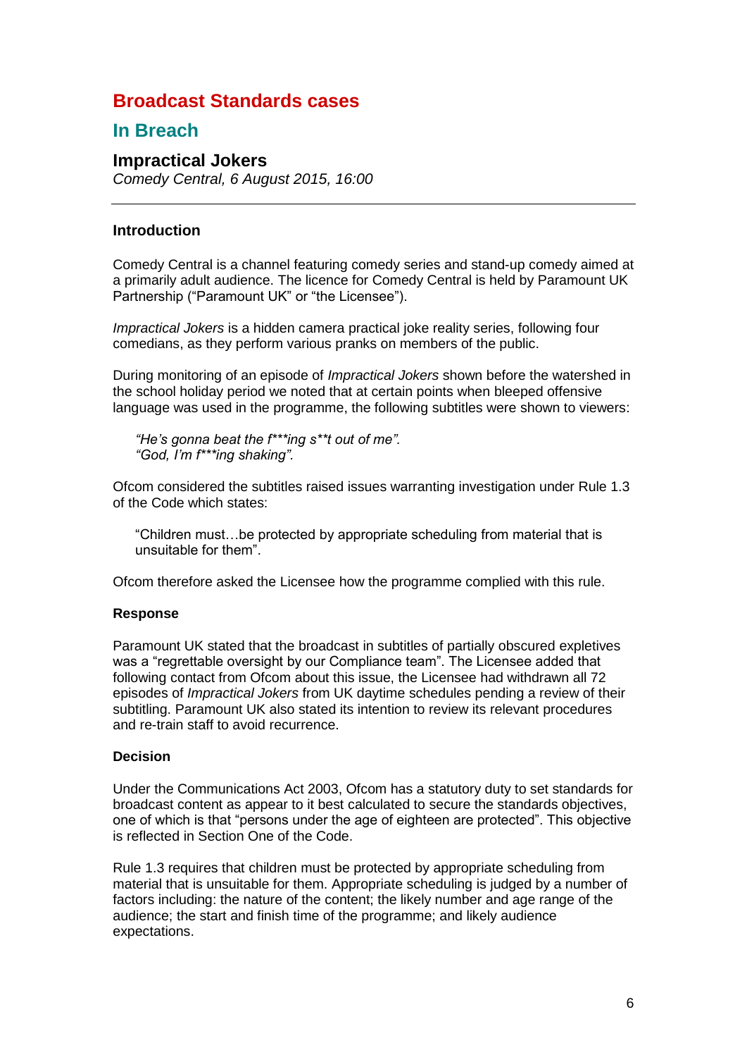# Broadcast Standards cases

## In Breach

### Impractical Jokers

*Comedy Central, 6 August 2015, 16:00*

---

#### Introduction

Comedy Central is a channel featuring comedy series and stand-up comedy aimed at a primarily adult audience. The licence for Comedy Central is held by Paramount UK Partnership ("Paramount UK" or "the Licensee").

*Impractical Jokers* is a hidden camera practical joke reality series, following four comedians, as they perform various pranks on members of the public.

During monitoring of an episode of *Impractical Jokers* shown before the watershed in the school holiday period we noted that at certain points when bleeped offensive language was used in the programme, the following subtitles were shown to viewers:

> *"He's gonna beat the f***ing s**t out of me".*
> *"God, I'm f***ing shaking".*

Ofcom considered the subtitles raised issues warranting investigation under Rule 1.3 of the Code which states:

> "Children must…be protected by appropriate scheduling from material that is unsuitable for them".

Ofcom therefore asked the Licensee how the programme complied with this rule.

#### Response

Paramount UK stated that the broadcast in subtitles of partially obscured expletives was a "regrettable oversight by our Compliance team". The Licensee added that following contact from Ofcom about this issue, the Licensee had withdrawn all 72 episodes of *Impractical Jokers* from UK daytime schedules pending a review of their subtitling. Paramount UK also stated its intention to review its relevant procedures and re-train staff to avoid recurrence.

#### Decision

Under the Communications Act 2003, Ofcom has a statutory duty to set standards for broadcast content as appear to it best calculated to secure the standards objectives, one of which is that "persons under the age of eighteen are protected". This objective is reflected in Section One of the Code.

Rule 1.3 requires that children must be protected by appropriate scheduling from material that is unsuitable for them. Appropriate scheduling is judged by a number of factors including: the nature of the content; the likely number and age range of the audience; the start and finish time of the programme; and likely audience expectations.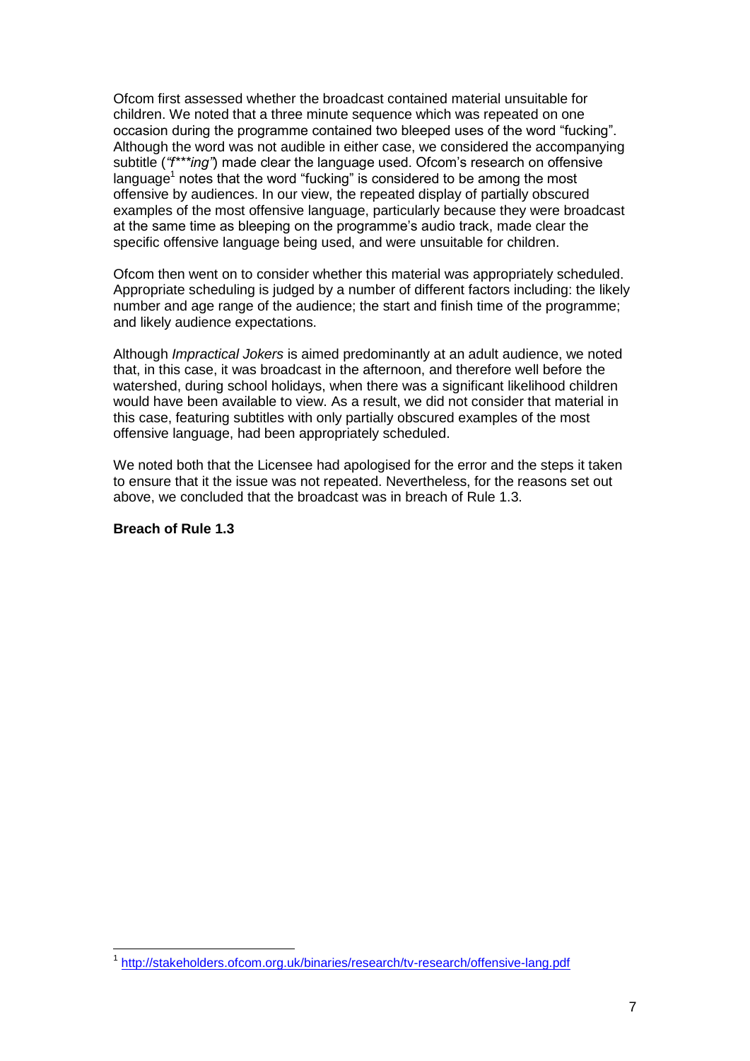Ofcom first assessed whether the broadcast contained material unsuitable for children. We noted that a three minute sequence which was repeated on one occasion during the programme contained two bleeped uses of the word "fucking". Although the word was not audible in either case, we considered the accompanying subtitle (*"f***ing"*) made clear the language used. Ofcom's research on offensive language[1] notes that the word "fucking" is considered to be among the most offensive by audiences. In our view, the repeated display of partially obscured examples of the most offensive language, particularly because they were broadcast at the same time as bleeping on the programme's audio track, made clear the specific offensive language being used, and were unsuitable for children.

Ofcom then went on to consider whether this material was appropriately scheduled. Appropriate scheduling is judged by a number of different factors including: the likely number and age range of the audience; the start and finish time of the programme; and likely audience expectations.

Although *Impractical Jokers* is aimed predominantly at an adult audience, we noted that, in this case, it was broadcast in the afternoon, and therefore well before the watershed, during school holidays, when there was a significant likelihood children would have been available to view. As a result, we did not consider that material in this case, featuring subtitles with only partially obscured examples of the most offensive language, had been appropriately scheduled.

We noted both that the Licensee had apologised for the error and the steps it taken to ensure that it the issue was not repeated. Nevertheless, for the reasons set out above, we concluded that the broadcast was in breach of Rule 1.3.

**Breach of Rule 1.3**

---

[1] http://stakeholders.ofcom.org.uk/binaries/research/tv-research/offensive-lang.pdf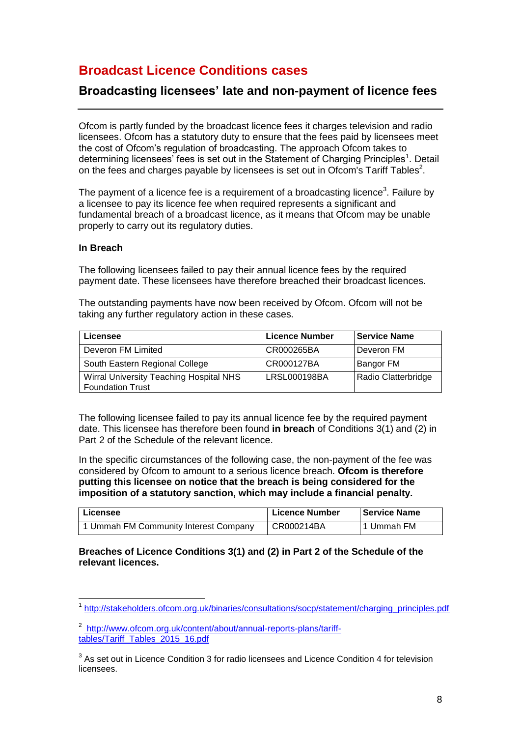## Broadcast Licence Conditions cases

### Broadcasting licensees' late and non-payment of licence fees

Ofcom is partly funded by the broadcast licence fees it charges television and radio licensees. Ofcom has a statutory duty to ensure that the fees paid by licensees meet the cost of Ofcom's regulation of broadcasting. The approach Ofcom takes to determining licensees' fees is set out in the Statement of Charging Principles[1]. Detail on the fees and charges payable by licensees is set out in Ofcom's Tariff Tables[2].

The payment of a licence fee is a requirement of a broadcasting licence[3]. Failure by a licensee to pay its licence fee when required represents a significant and fundamental breach of a broadcast licence, as it means that Ofcom may be unable properly to carry out its regulatory duties.

**In Breach**

The following licensees failed to pay their annual licence fees by the required payment date. These licensees have therefore breached their broadcast licences.

The outstanding payments have now been received by Ofcom. Ofcom will not be taking any further regulatory action in these cases.

| Licensee | Licence Number | Service Name |
|---|---|---|
| Deveron FM Limited | CR000265BA | Deveron FM |
| South Eastern Regional College | CR000127BA | Bangor FM |
| Wirral University Teaching Hospital NHS Foundation Trust | LRSL000198BA | Radio Clatterbridge |

The following licensee failed to pay its annual licence fee by the required payment date. This licensee has therefore been found **in breach** of Conditions 3(1) and (2) in Part 2 of the Schedule of the relevant licence.

In the specific circumstances of the following case, the non-payment of the fee was considered by Ofcom to amount to a serious licence breach. **Ofcom is therefore putting this licensee on notice that the breach is being considered for the imposition of a statutory sanction, which may include a financial penalty.**

| Licensee | Licence Number | Service Name |
|---|---|---|
| 1 Ummah FM Community Interest Company | CR000214BA | 1 Ummah FM |

**Breaches of Licence Conditions 3(1) and (2) in Part 2 of the Schedule of the relevant licences.**

---

[1] http://stakeholders.ofcom.org.uk/binaries/consultations/socp/statement/charging_principles.pdf

[2] http://www.ofcom.org.uk/content/about/annual-reports-plans/tariff-tables/Tariff_Tables_2015_16.pdf

[3] As set out in Licence Condition 3 for radio licensees and Licence Condition 4 for television licensees.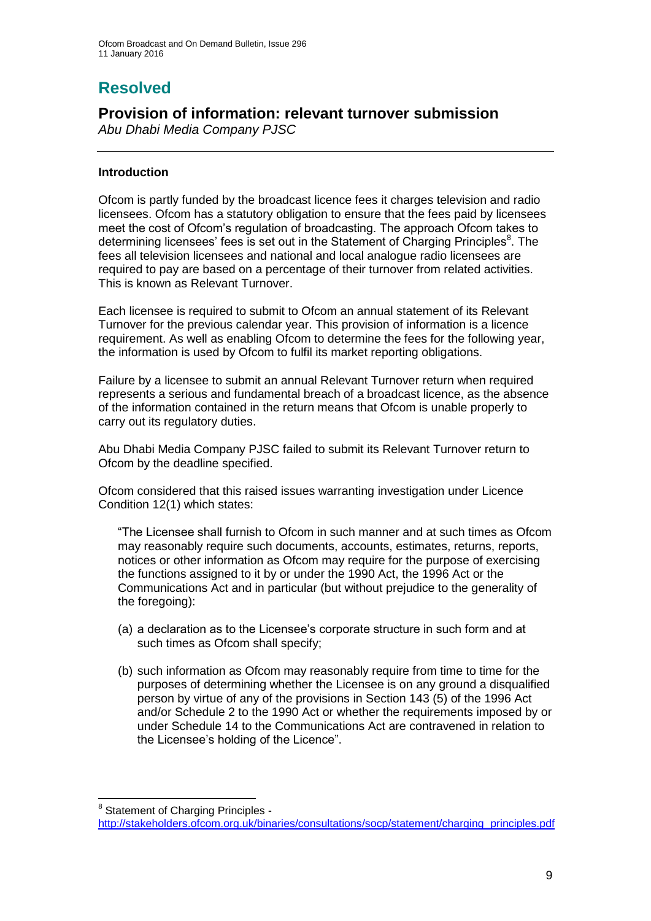# Resolved

## Provision of information: relevant turnover submission

*Abu Dhabi Media Company PJSC*

---

### Introduction

Ofcom is partly funded by the broadcast licence fees it charges television and radio licensees. Ofcom has a statutory obligation to ensure that the fees paid by licensees meet the cost of Ofcom's regulation of broadcasting. The approach Ofcom takes to determining licensees' fees is set out in the Statement of Charging Principles[8]. The fees all television licensees and national and local analogue radio licensees are required to pay are based on a percentage of their turnover from related activities. This is known as Relevant Turnover.

Each licensee is required to submit to Ofcom an annual statement of its Relevant Turnover for the previous calendar year. This provision of information is a licence requirement. As well as enabling Ofcom to determine the fees for the following year, the information is used by Ofcom to fulfil its market reporting obligations.

Failure by a licensee to submit an annual Relevant Turnover return when required represents a serious and fundamental breach of a broadcast licence, as the absence of the information contained in the return means that Ofcom is unable properly to carry out its regulatory duties.

Abu Dhabi Media Company PJSC failed to submit its Relevant Turnover return to Ofcom by the deadline specified.

Ofcom considered that this raised issues warranting investigation under Licence Condition 12(1) which states:

> "The Licensee shall furnish to Ofcom in such manner and at such times as Ofcom may reasonably require such documents, accounts, estimates, returns, reports, notices or other information as Ofcom may require for the purpose of exercising the functions assigned to it by or under the 1990 Act, the 1996 Act or the Communications Act and in particular (but without prejudice to the generality of the foregoing):
>
> (a) a declaration as to the Licensee's corporate structure in such form and at such times as Ofcom shall specify;
>
> (b) such information as Ofcom may reasonably require from time to time for the purposes of determining whether the Licensee is on any ground a disqualified person by virtue of any of the provisions in Section 143 (5) of the 1996 Act and/or Schedule 2 to the 1990 Act or whether the requirements imposed by or under Schedule 14 to the Communications Act are contravened in relation to the Licensee's holding of the Licence".

---

[8] Statement of Charging Principles - http://stakeholders.ofcom.org.uk/binaries/consultations/socp/statement/charging_principles.pdf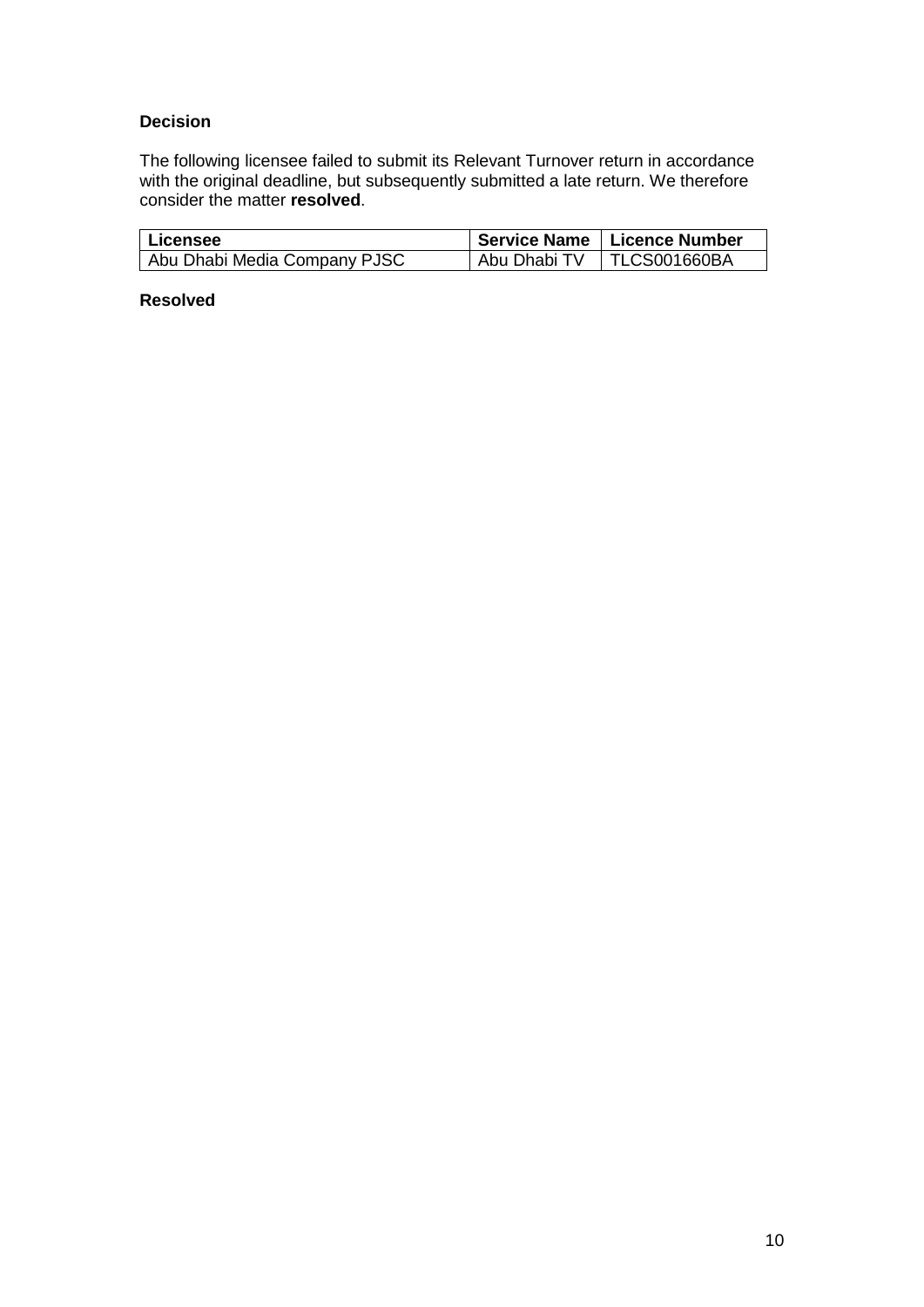**Decision**

The following licensee failed to submit its Relevant Turnover return in accordance with the original deadline, but subsequently submitted a late return. We therefore consider the matter **resolved**.

| Licensee | Service Name | Licence Number |
| --- | --- | --- |
| Abu Dhabi Media Company PJSC | Abu Dhabi TV | TLCS001660BA |

**Resolved**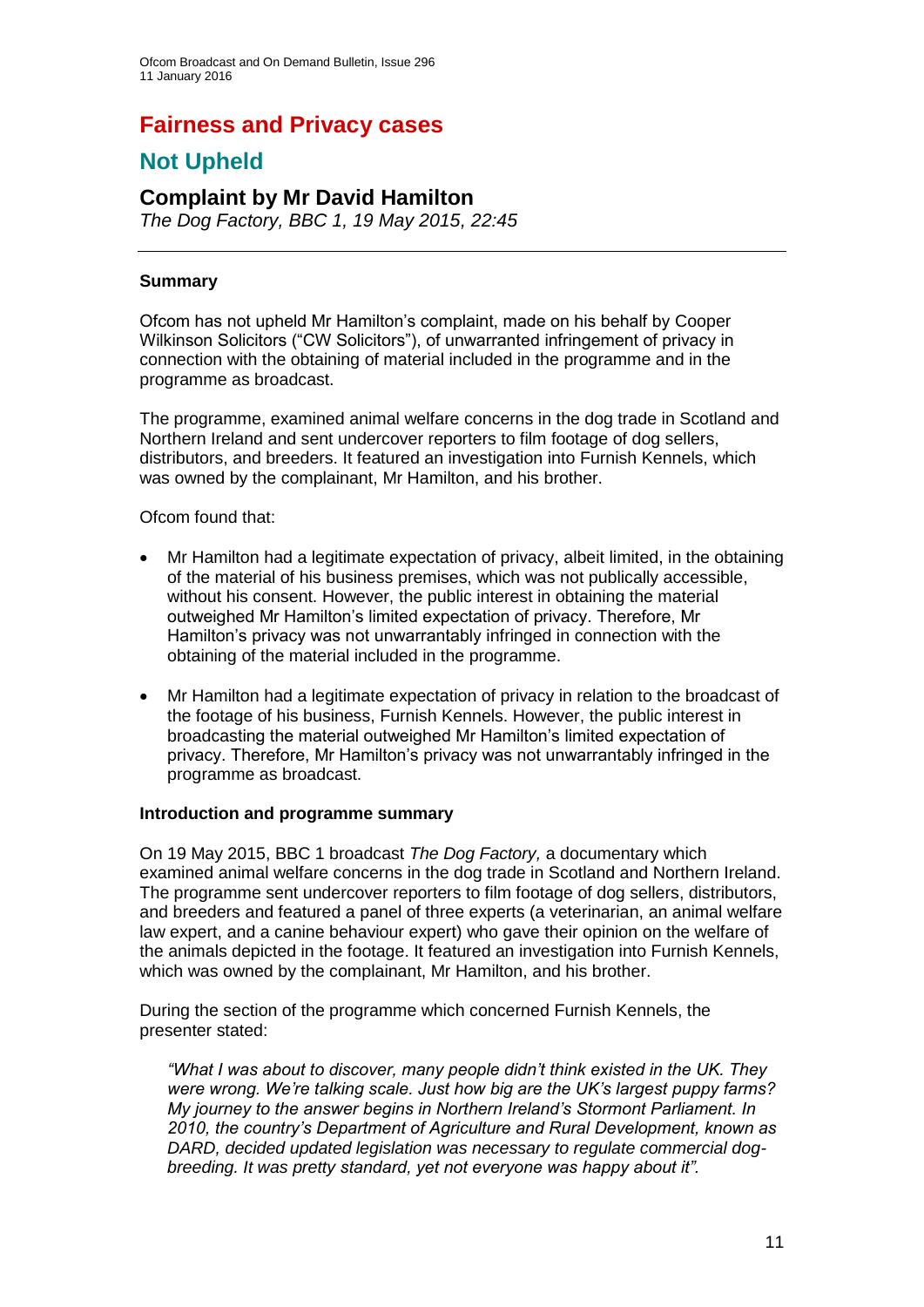# Fairness and Privacy cases

## Not Upheld

### Complaint by Mr David Hamilton

*The Dog Factory, BBC 1, 19 May 2015, 22:45*

#### Summary

Ofcom has not upheld Mr Hamilton's complaint, made on his behalf by Cooper Wilkinson Solicitors ("CW Solicitors"), of unwarranted infringement of privacy in connection with the obtaining of material included in the programme and in the programme as broadcast.

The programme, examined animal welfare concerns in the dog trade in Scotland and Northern Ireland and sent undercover reporters to film footage of dog sellers, distributors, and breeders. It featured an investigation into Furnish Kennels, which was owned by the complainant, Mr Hamilton, and his brother.

Ofcom found that:

- Mr Hamilton had a legitimate expectation of privacy, albeit limited, in the obtaining of the material of his business premises, which was not publically accessible, without his consent. However, the public interest in obtaining the material outweighed Mr Hamilton's limited expectation of privacy. Therefore, Mr Hamilton's privacy was not unwarrantably infringed in connection with the obtaining of the material included in the programme.
- Mr Hamilton had a legitimate expectation of privacy in relation to the broadcast of the footage of his business, Furnish Kennels. However, the public interest in broadcasting the material outweighed Mr Hamilton's limited expectation of privacy. Therefore, Mr Hamilton's privacy was not unwarrantably infringed in the programme as broadcast.

#### Introduction and programme summary

On 19 May 2015, BBC 1 broadcast *The Dog Factory,* a documentary which examined animal welfare concerns in the dog trade in Scotland and Northern Ireland. The programme sent undercover reporters to film footage of dog sellers, distributors, and breeders and featured a panel of three experts (a veterinarian, an animal welfare law expert, and a canine behaviour expert) who gave their opinion on the welfare of the animals depicted in the footage. It featured an investigation into Furnish Kennels, which was owned by the complainant, Mr Hamilton, and his brother.

During the section of the programme which concerned Furnish Kennels, the presenter stated:

> *"What I was about to discover, many people didn't think existed in the UK. They were wrong. We're talking scale. Just how big are the UK's largest puppy farms? My journey to the answer begins in Northern Ireland's Stormont Parliament. In 2010, the country's Department of Agriculture and Rural Development, known as DARD, decided updated legislation was necessary to regulate commercial dog-breeding. It was pretty standard, yet not everyone was happy about it".*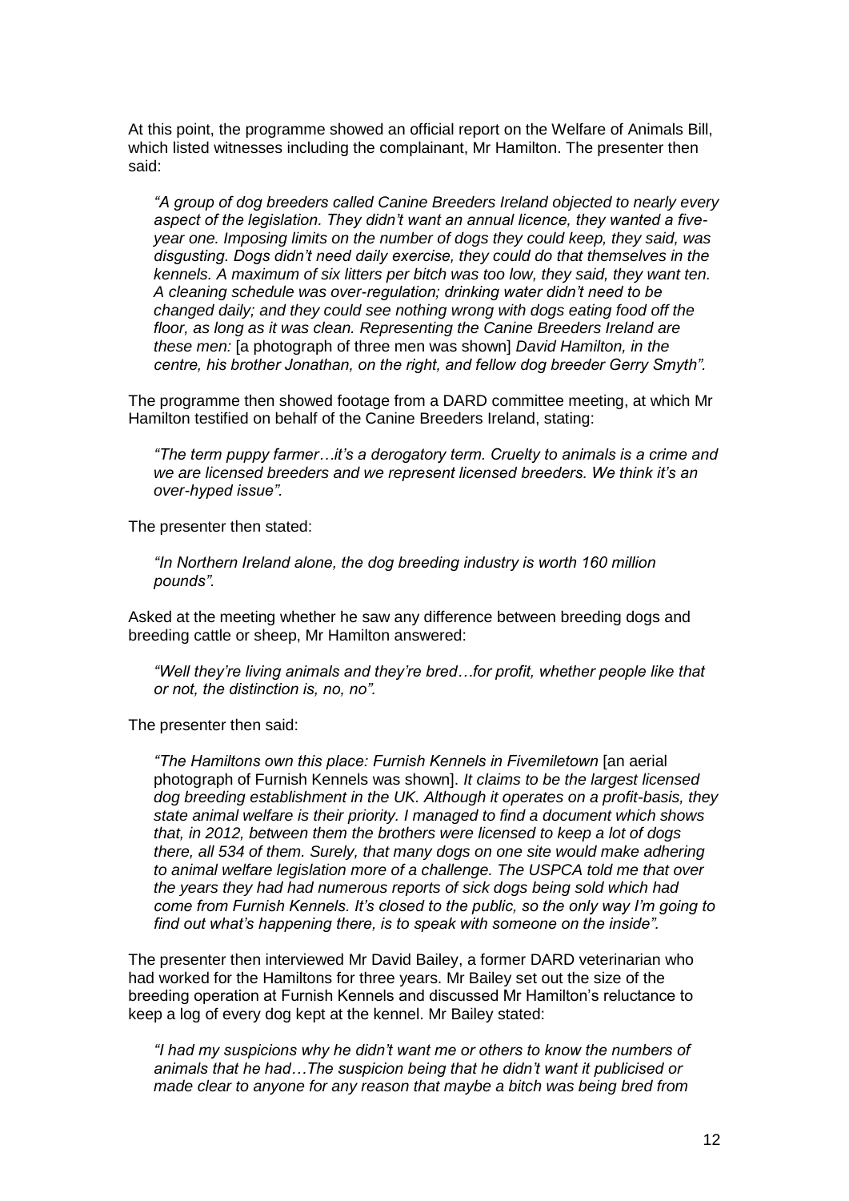At this point, the programme showed an official report on the Welfare of Animals Bill, which listed witnesses including the complainant, Mr Hamilton. The presenter then said:

> *"A group of dog breeders called Canine Breeders Ireland objected to nearly every aspect of the legislation. They didn't want an annual licence, they wanted a five-year one. Imposing limits on the number of dogs they could keep, they said, was disgusting. Dogs didn't need daily exercise, they could do that themselves in the kennels. A maximum of six litters per bitch was too low, they said, they want ten. A cleaning schedule was over-regulation; drinking water didn't need to be changed daily; and they could see nothing wrong with dogs eating food off the floor, as long as it was clean. Representing the Canine Breeders Ireland are these men:* [a photograph of three men was shown] *David Hamilton, in the centre, his brother Jonathan, on the right, and fellow dog breeder Gerry Smyth".*

The programme then showed footage from a DARD committee meeting, at which Mr Hamilton testified on behalf of the Canine Breeders Ireland, stating:

> *"The term puppy farmer…it's a derogatory term. Cruelty to animals is a crime and we are licensed breeders and we represent licensed breeders. We think it's an over-hyped issue".*

The presenter then stated:

> *"In Northern Ireland alone, the dog breeding industry is worth 160 million pounds".*

Asked at the meeting whether he saw any difference between breeding dogs and breeding cattle or sheep, Mr Hamilton answered:

> *"Well they're living animals and they're bred…for profit, whether people like that or not, the distinction is, no, no".*

The presenter then said:

> *"The Hamiltons own this place: Furnish Kennels in Fivemiletown* [an aerial photograph of Furnish Kennels was shown]. *It claims to be the largest licensed dog breeding establishment in the UK. Although it operates on a profit-basis, they state animal welfare is their priority. I managed to find a document which shows that, in 2012, between them the brothers were licensed to keep a lot of dogs there, all 534 of them. Surely, that many dogs on one site would make adhering to animal welfare legislation more of a challenge. The USPCA told me that over the years they had had numerous reports of sick dogs being sold which had come from Furnish Kennels. It's closed to the public, so the only way I'm going to find out what's happening there, is to speak with someone on the inside".*

The presenter then interviewed Mr David Bailey, a former DARD veterinarian who had worked for the Hamiltons for three years. Mr Bailey set out the size of the breeding operation at Furnish Kennels and discussed Mr Hamilton's reluctance to keep a log of every dog kept at the kennel. Mr Bailey stated:

> *"I had my suspicions why he didn't want me or others to know the numbers of animals that he had…The suspicion being that he didn't want it publicised or made clear to anyone for any reason that maybe a bitch was being bred from*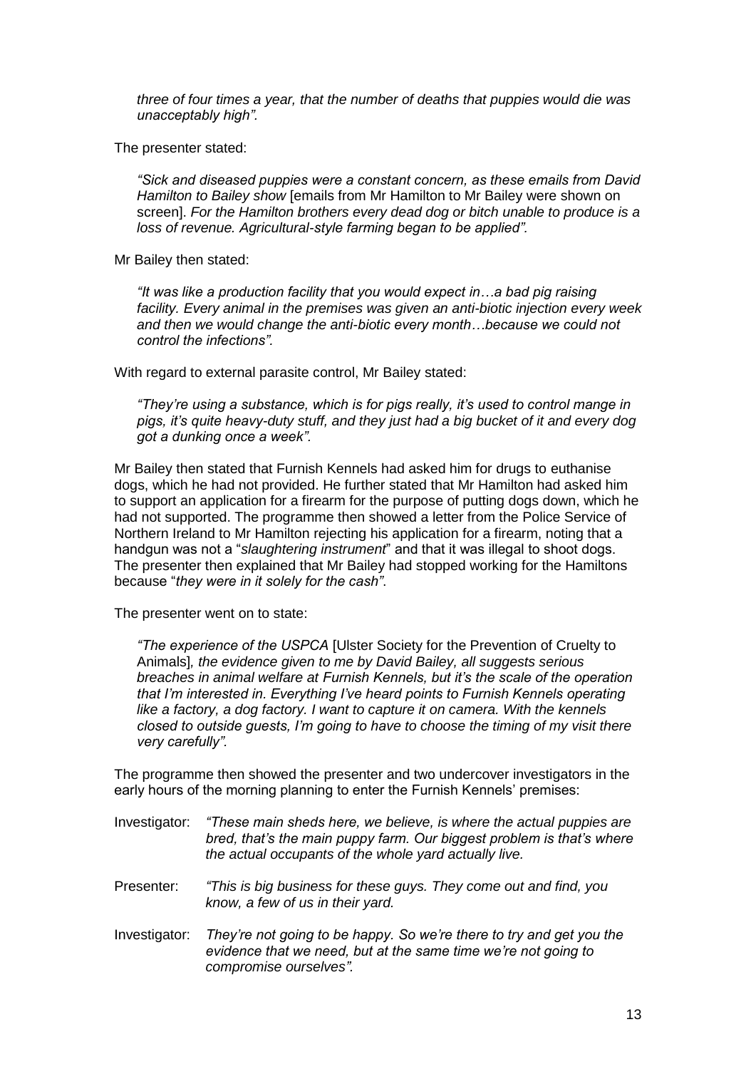> *three of four times a year, that the number of deaths that puppies would die was unacceptably high".*

The presenter stated:

> *"Sick and diseased puppies were a constant concern, as these emails from David Hamilton to Bailey show* [emails from Mr Hamilton to Mr Bailey were shown on screen]. *For the Hamilton brothers every dead dog or bitch unable to produce is a loss of revenue. Agricultural-style farming began to be applied".*

Mr Bailey then stated:

> *"It was like a production facility that you would expect in…a bad pig raising facility. Every animal in the premises was given an anti-biotic injection every week and then we would change the anti-biotic every month…because we could not control the infections".*

With regard to external parasite control, Mr Bailey stated:

> *"They're using a substance, which is for pigs really, it's used to control mange in pigs, it's quite heavy-duty stuff, and they just had a big bucket of it and every dog got a dunking once a week".*

Mr Bailey then stated that Furnish Kennels had asked him for drugs to euthanise dogs, which he had not provided. He further stated that Mr Hamilton had asked him to support an application for a firearm for the purpose of putting dogs down, which he had not supported. The programme then showed a letter from the Police Service of Northern Ireland to Mr Hamilton rejecting his application for a firearm, noting that a handgun was not a "*slaughtering instrument*" and that it was illegal to shoot dogs. The presenter then explained that Mr Bailey had stopped working for the Hamiltons because "*they were in it solely for the cash"*.

The presenter went on to state:

> *"The experience of the USPCA* [Ulster Society for the Prevention of Cruelty to Animals]*, the evidence given to me by David Bailey, all suggests serious breaches in animal welfare at Furnish Kennels, but it's the scale of the operation that I'm interested in. Everything I've heard points to Furnish Kennels operating like a factory, a dog factory. I want to capture it on camera. With the kennels closed to outside guests, I'm going to have to choose the timing of my visit there very carefully".*

The programme then showed the presenter and two undercover investigators in the early hours of the morning planning to enter the Furnish Kennels' premises:

Investigator: *"These main sheds here, we believe, is where the actual puppies are bred, that's the main puppy farm. Our biggest problem is that's where the actual occupants of the whole yard actually live.*

Presenter: *"This is big business for these guys. They come out and find, you know, a few of us in their yard.*

Investigator: *They're not going to be happy. So we're there to try and get you the evidence that we need, but at the same time we're not going to compromise ourselves".*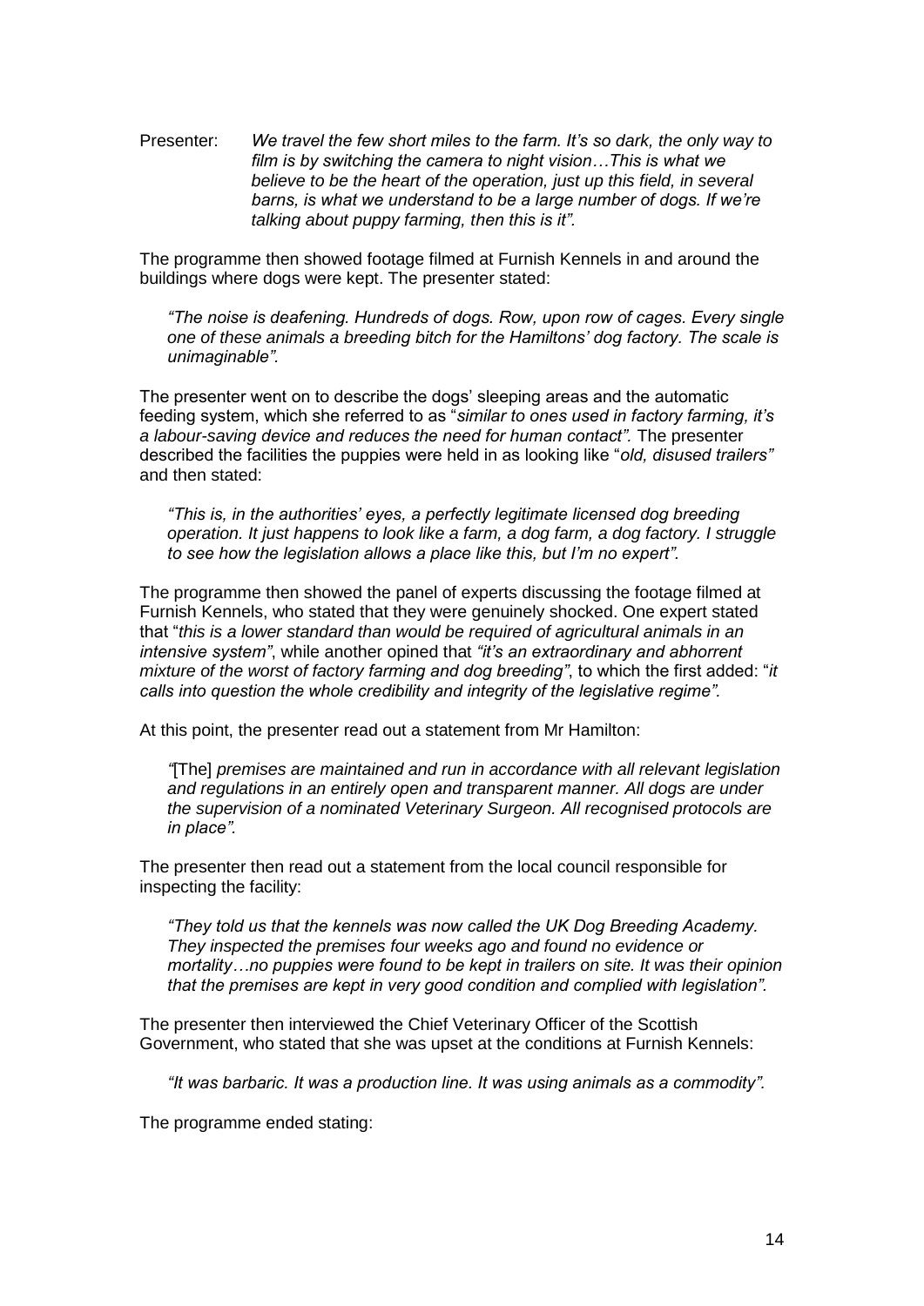Presenter: *We travel the few short miles to the farm. It's so dark, the only way to film is by switching the camera to night vision…This is what we believe to be the heart of the operation, just up this field, in several barns, is what we understand to be a large number of dogs. If we're talking about puppy farming, then this is it".*

The programme then showed footage filmed at Furnish Kennels in and around the buildings where dogs were kept. The presenter stated:

> *"The noise is deafening. Hundreds of dogs. Row, upon row of cages. Every single one of these animals a breeding bitch for the Hamiltons' dog factory. The scale is unimaginable".*

The presenter went on to describe the dogs' sleeping areas and the automatic feeding system, which she referred to as "*similar to ones used in factory farming, it's a labour-saving device and reduces the need for human contact".* The presenter described the facilities the puppies were held in as looking like "*old, disused trailers"* and then stated:

> *"This is, in the authorities' eyes, a perfectly legitimate licensed dog breeding operation. It just happens to look like a farm, a dog farm, a dog factory. I struggle to see how the legislation allows a place like this, but I'm no expert".*

The programme then showed the panel of experts discussing the footage filmed at Furnish Kennels, who stated that they were genuinely shocked. One expert stated that "*this is a lower standard than would be required of agricultural animals in an intensive system"*, while another opined that *"it's an extraordinary and abhorrent mixture of the worst of factory farming and dog breeding"*, to which the first added: "*it calls into question the whole credibility and integrity of the legislative regime".*

At this point, the presenter read out a statement from Mr Hamilton:

> *"*[The] *premises are maintained and run in accordance with all relevant legislation and regulations in an entirely open and transparent manner. All dogs are under the supervision of a nominated Veterinary Surgeon. All recognised protocols are in place".*

The presenter then read out a statement from the local council responsible for inspecting the facility:

> *"They told us that the kennels was now called the UK Dog Breeding Academy. They inspected the premises four weeks ago and found no evidence or mortality…no puppies were found to be kept in trailers on site. It was their opinion that the premises are kept in very good condition and complied with legislation".*

The presenter then interviewed the Chief Veterinary Officer of the Scottish Government, who stated that she was upset at the conditions at Furnish Kennels:

> *"It was barbaric. It was a production line. It was using animals as a commodity".*

The programme ended stating: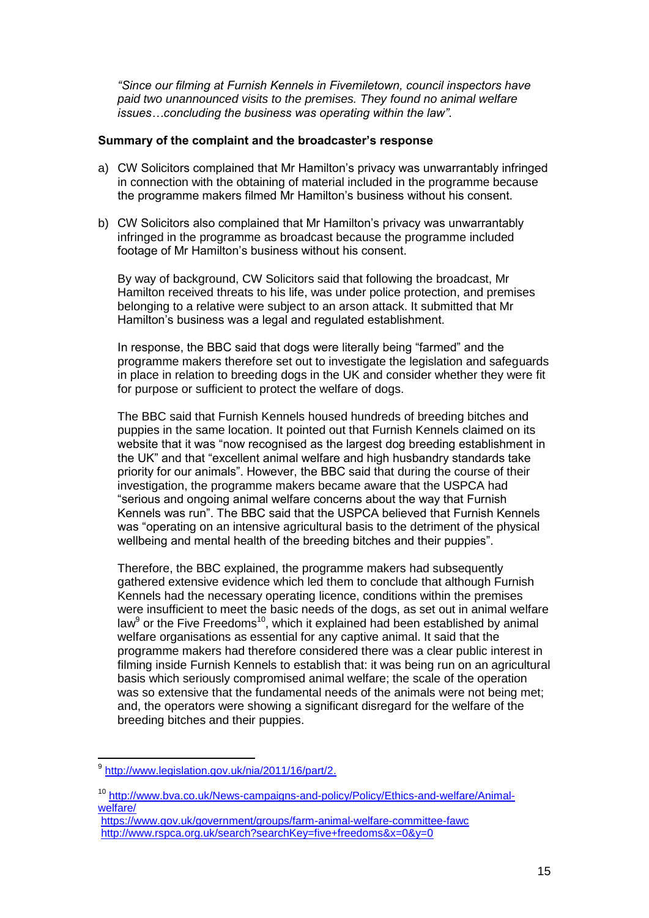*"Since our filming at Furnish Kennels in Fivemiletown, council inspectors have paid two unannounced visits to the premises. They found no animal welfare issues…concluding the business was operating within the law".*

**Summary of the complaint and the broadcaster's response**

a) CW Solicitors complained that Mr Hamilton's privacy was unwarrantably infringed in connection with the obtaining of material included in the programme because the programme makers filmed Mr Hamilton's business without his consent.

b) CW Solicitors also complained that Mr Hamilton's privacy was unwarrantably infringed in the programme as broadcast because the programme included footage of Mr Hamilton's business without his consent.

   By way of background, CW Solicitors said that following the broadcast, Mr Hamilton received threats to his life, was under police protection, and premises belonging to a relative were subject to an arson attack. It submitted that Mr Hamilton's business was a legal and regulated establishment.

   In response, the BBC said that dogs were literally being "farmed" and the programme makers therefore set out to investigate the legislation and safeguards in place in relation to breeding dogs in the UK and consider whether they were fit for purpose or sufficient to protect the welfare of dogs.

   The BBC said that Furnish Kennels housed hundreds of breeding bitches and puppies in the same location. It pointed out that Furnish Kennels claimed on its website that it was "now recognised as the largest dog breeding establishment in the UK" and that "excellent animal welfare and high husbandry standards take priority for our animals". However, the BBC said that during the course of their investigation, the programme makers became aware that the USPCA had "serious and ongoing animal welfare concerns about the way that Furnish Kennels was run". The BBC said that the USPCA believed that Furnish Kennels was "operating on an intensive agricultural basis to the detriment of the physical wellbeing and mental health of the breeding bitches and their puppies".

   Therefore, the BBC explained, the programme makers had subsequently gathered extensive evidence which led them to conclude that although Furnish Kennels had the necessary operating licence, conditions within the premises were insufficient to meet the basic needs of the dogs, as set out in animal welfare law[9] or the Five Freedoms[10], which it explained had been established by animal welfare organisations as essential for any captive animal. It said that the programme makers had therefore considered there was a clear public interest in filming inside Furnish Kennels to establish that: it was being run on an agricultural basis which seriously compromised animal welfare; the scale of the operation was so extensive that the fundamental needs of the animals were not being met; and, the operators were showing a significant disregard for the welfare of the breeding bitches and their puppies.

---

[9] http://www.legislation.gov.uk/nia/2011/16/part/2.

[10] http://www.bva.co.uk/News-campaigns-and-policy/Policy/Ethics-and-welfare/Animal-welfare/
https://www.gov.uk/government/groups/farm-animal-welfare-committee-fawc
http://www.rspca.org.uk/search?searchKey=five+freedoms&x=0&y=0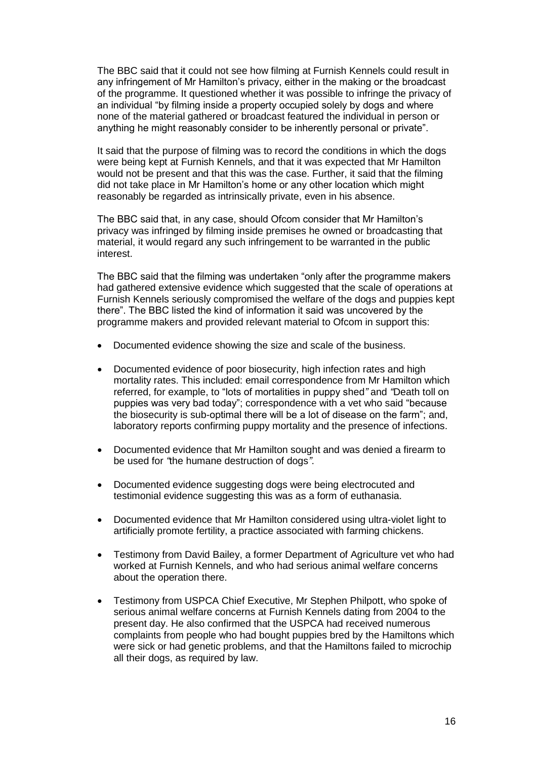The BBC said that it could not see how filming at Furnish Kennels could result in any infringement of Mr Hamilton's privacy, either in the making or the broadcast of the programme. It questioned whether it was possible to infringe the privacy of an individual "by filming inside a property occupied solely by dogs and where none of the material gathered or broadcast featured the individual in person or anything he might reasonably consider to be inherently personal or private".

It said that the purpose of filming was to record the conditions in which the dogs were being kept at Furnish Kennels, and that it was expected that Mr Hamilton would not be present and that this was the case. Further, it said that the filming did not take place in Mr Hamilton's home or any other location which might reasonably be regarded as intrinsically private, even in his absence.

The BBC said that, in any case, should Ofcom consider that Mr Hamilton's privacy was infringed by filming inside premises he owned or broadcasting that material, it would regard any such infringement to be warranted in the public interest.

The BBC said that the filming was undertaken "only after the programme makers had gathered extensive evidence which suggested that the scale of operations at Furnish Kennels seriously compromised the welfare of the dogs and puppies kept there". The BBC listed the kind of information it said was uncovered by the programme makers and provided relevant material to Ofcom in support this:

- Documented evidence showing the size and scale of the business.
- Documented evidence of poor biosecurity, high infection rates and high mortality rates. This included: email correspondence from Mr Hamilton which referred, for example, to "lots of mortalities in puppy shed*"* and *"*Death toll on puppies was very bad today"; correspondence with a vet who said "because the biosecurity is sub-optimal there will be a lot of disease on the farm"; and, laboratory reports confirming puppy mortality and the presence of infections.
- Documented evidence that Mr Hamilton sought and was denied a firearm to be used for *"*the humane destruction of dogs*"*.
- Documented evidence suggesting dogs were being electrocuted and testimonial evidence suggesting this was as a form of euthanasia.
- Documented evidence that Mr Hamilton considered using ultra-violet light to artificially promote fertility, a practice associated with farming chickens.
- Testimony from David Bailey, a former Department of Agriculture vet who had worked at Furnish Kennels, and who had serious animal welfare concerns about the operation there.
- Testimony from USPCA Chief Executive, Mr Stephen Philpott, who spoke of serious animal welfare concerns at Furnish Kennels dating from 2004 to the present day. He also confirmed that the USPCA had received numerous complaints from people who had bought puppies bred by the Hamiltons which were sick or had genetic problems, and that the Hamiltons failed to microchip all their dogs, as required by law.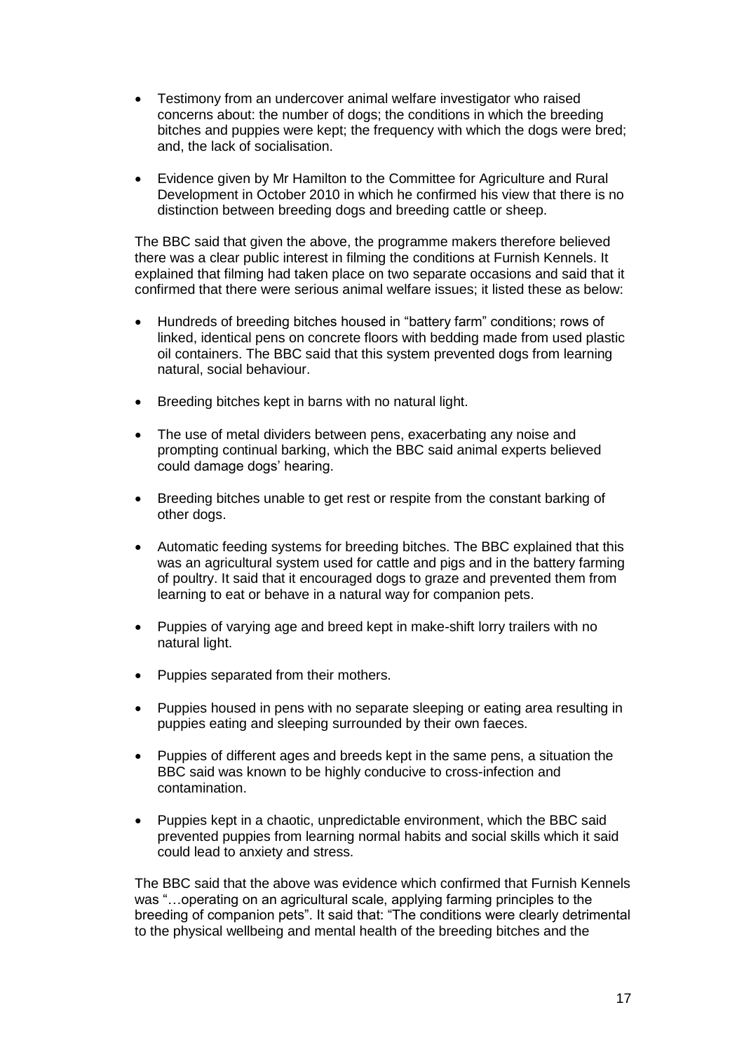- Testimony from an undercover animal welfare investigator who raised concerns about: the number of dogs; the conditions in which the breeding bitches and puppies were kept; the frequency with which the dogs were bred; and, the lack of socialisation.

- Evidence given by Mr Hamilton to the Committee for Agriculture and Rural Development in October 2010 in which he confirmed his view that there is no distinction between breeding dogs and breeding cattle or sheep.

The BBC said that given the above, the programme makers therefore believed there was a clear public interest in filming the conditions at Furnish Kennels. It explained that filming had taken place on two separate occasions and said that it confirmed that there were serious animal welfare issues; it listed these as below:

- Hundreds of breeding bitches housed in "battery farm" conditions; rows of linked, identical pens on concrete floors with bedding made from used plastic oil containers. The BBC said that this system prevented dogs from learning natural, social behaviour.

- Breeding bitches kept in barns with no natural light.

- The use of metal dividers between pens, exacerbating any noise and prompting continual barking, which the BBC said animal experts believed could damage dogs' hearing.

- Breeding bitches unable to get rest or respite from the constant barking of other dogs.

- Automatic feeding systems for breeding bitches. The BBC explained that this was an agricultural system used for cattle and pigs and in the battery farming of poultry. It said that it encouraged dogs to graze and prevented them from learning to eat or behave in a natural way for companion pets.

- Puppies of varying age and breed kept in make-shift lorry trailers with no natural light.

- Puppies separated from their mothers.

- Puppies housed in pens with no separate sleeping or eating area resulting in puppies eating and sleeping surrounded by their own faeces.

- Puppies of different ages and breeds kept in the same pens, a situation the BBC said was known to be highly conducive to cross-infection and contamination.

- Puppies kept in a chaotic, unpredictable environment, which the BBC said prevented puppies from learning normal habits and social skills which it said could lead to anxiety and stress.

The BBC said that the above was evidence which confirmed that Furnish Kennels was "…operating on an agricultural scale, applying farming principles to the breeding of companion pets". It said that: "The conditions were clearly detrimental to the physical wellbeing and mental health of the breeding bitches and the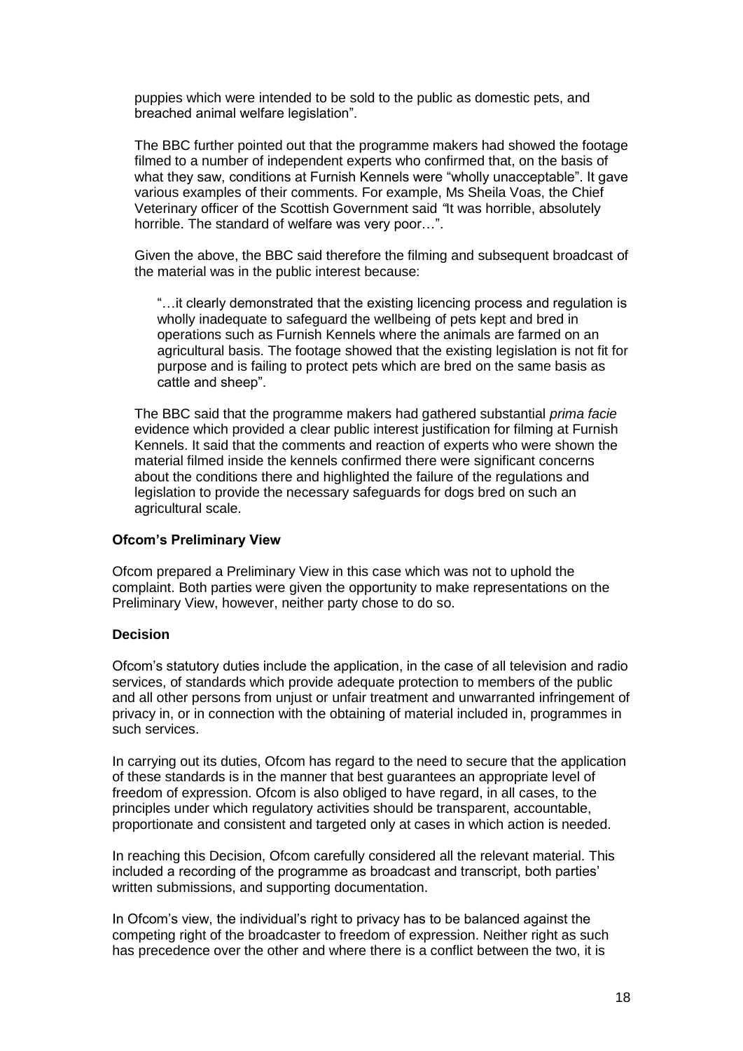puppies which were intended to be sold to the public as domestic pets, and breached animal welfare legislation".

The BBC further pointed out that the programme makers had showed the footage filmed to a number of independent experts who confirmed that, on the basis of what they saw, conditions at Furnish Kennels were "wholly unacceptable". It gave various examples of their comments. For example, Ms Sheila Voas, the Chief Veterinary officer of the Scottish Government said *"*It was horrible, absolutely horrible. The standard of welfare was very poor…".

Given the above, the BBC said therefore the filming and subsequent broadcast of the material was in the public interest because:

> "…it clearly demonstrated that the existing licencing process and regulation is wholly inadequate to safeguard the wellbeing of pets kept and bred in operations such as Furnish Kennels where the animals are farmed on an agricultural basis. The footage showed that the existing legislation is not fit for purpose and is failing to protect pets which are bred on the same basis as cattle and sheep".

The BBC said that the programme makers had gathered substantial *prima facie* evidence which provided a clear public interest justification for filming at Furnish Kennels. It said that the comments and reaction of experts who were shown the material filmed inside the kennels confirmed there were significant concerns about the conditions there and highlighted the failure of the regulations and legislation to provide the necessary safeguards for dogs bred on such an agricultural scale.

**Ofcom's Preliminary View**

Ofcom prepared a Preliminary View in this case which was not to uphold the complaint. Both parties were given the opportunity to make representations on the Preliminary View, however, neither party chose to do so.

**Decision**

Ofcom's statutory duties include the application, in the case of all television and radio services, of standards which provide adequate protection to members of the public and all other persons from unjust or unfair treatment and unwarranted infringement of privacy in, or in connection with the obtaining of material included in, programmes in such services.

In carrying out its duties, Ofcom has regard to the need to secure that the application of these standards is in the manner that best guarantees an appropriate level of freedom of expression. Ofcom is also obliged to have regard, in all cases, to the principles under which regulatory activities should be transparent, accountable, proportionate and consistent and targeted only at cases in which action is needed.

In reaching this Decision, Ofcom carefully considered all the relevant material. This included a recording of the programme as broadcast and transcript, both parties' written submissions, and supporting documentation.

In Ofcom's view, the individual's right to privacy has to be balanced against the competing right of the broadcaster to freedom of expression. Neither right as such has precedence over the other and where there is a conflict between the two, it is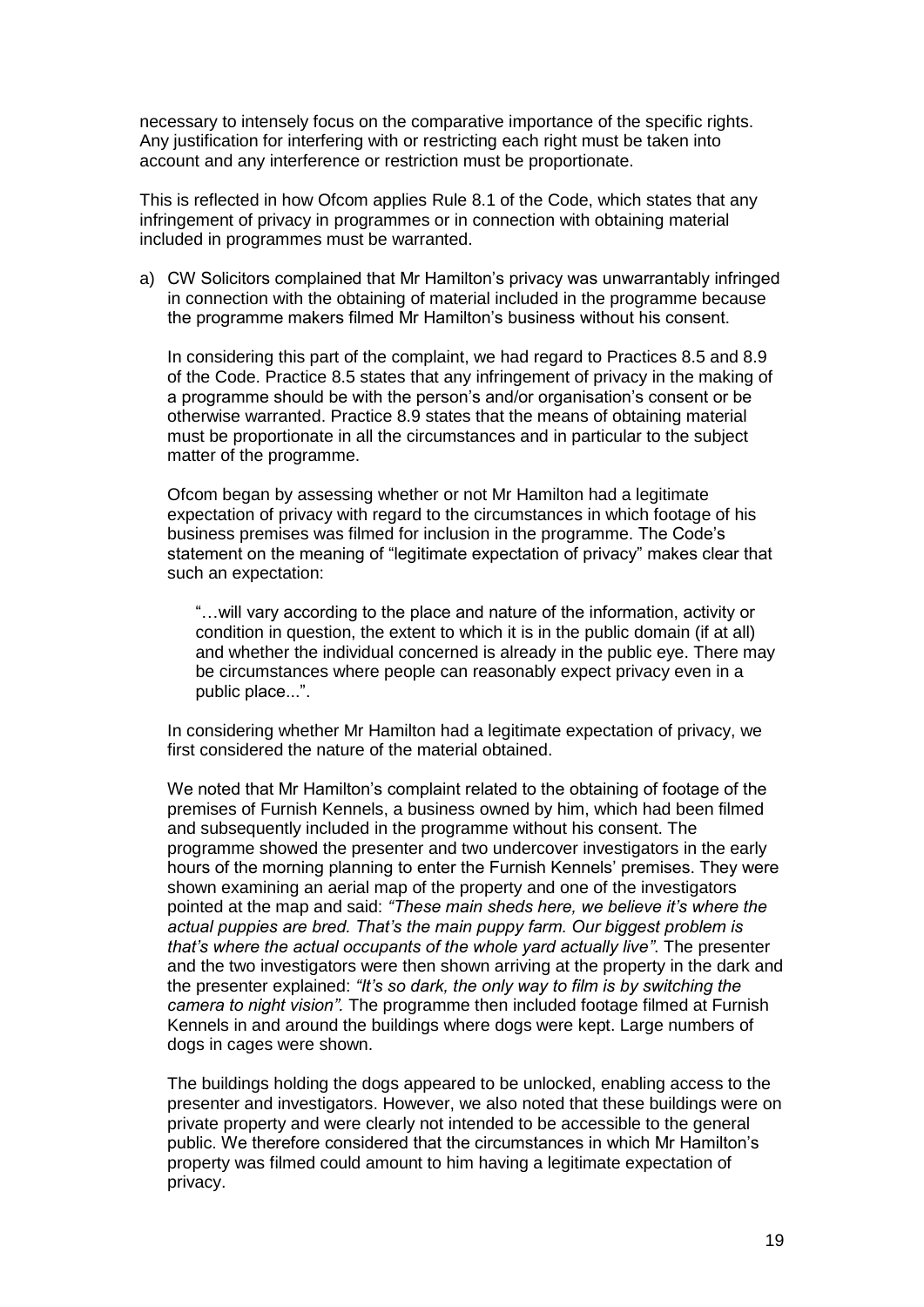necessary to intensely focus on the comparative importance of the specific rights. Any justification for interfering with or restricting each right must be taken into account and any interference or restriction must be proportionate.

This is reflected in how Ofcom applies Rule 8.1 of the Code, which states that any infringement of privacy in programmes or in connection with obtaining material included in programmes must be warranted.

a) CW Solicitors complained that Mr Hamilton's privacy was unwarrantably infringed in connection with the obtaining of material included in the programme because the programme makers filmed Mr Hamilton's business without his consent.

   In considering this part of the complaint, we had regard to Practices 8.5 and 8.9 of the Code. Practice 8.5 states that any infringement of privacy in the making of a programme should be with the person's and/or organisation's consent or be otherwise warranted. Practice 8.9 states that the means of obtaining material must be proportionate in all the circumstances and in particular to the subject matter of the programme.

   Ofcom began by assessing whether or not Mr Hamilton had a legitimate expectation of privacy with regard to the circumstances in which footage of his business premises was filmed for inclusion in the programme. The Code's statement on the meaning of "legitimate expectation of privacy" makes clear that such an expectation:

   > "…will vary according to the place and nature of the information, activity or condition in question, the extent to which it is in the public domain (if at all) and whether the individual concerned is already in the public eye. There may be circumstances where people can reasonably expect privacy even in a public place...".

   In considering whether Mr Hamilton had a legitimate expectation of privacy, we first considered the nature of the material obtained.

   We noted that Mr Hamilton's complaint related to the obtaining of footage of the premises of Furnish Kennels, a business owned by him, which had been filmed and subsequently included in the programme without his consent. The programme showed the presenter and two undercover investigators in the early hours of the morning planning to enter the Furnish Kennels' premises. They were shown examining an aerial map of the property and one of the investigators pointed at the map and said: *"These main sheds here, we believe it's where the actual puppies are bred. That's the main puppy farm. Our biggest problem is that's where the actual occupants of the whole yard actually live"*. The presenter and the two investigators were then shown arriving at the property in the dark and the presenter explained: *"It's so dark, the only way to film is by switching the camera to night vision".* The programme then included footage filmed at Furnish Kennels in and around the buildings where dogs were kept. Large numbers of dogs in cages were shown.

   The buildings holding the dogs appeared to be unlocked, enabling access to the presenter and investigators. However, we also noted that these buildings were on private property and were clearly not intended to be accessible to the general public. We therefore considered that the circumstances in which Mr Hamilton's property was filmed could amount to him having a legitimate expectation of privacy.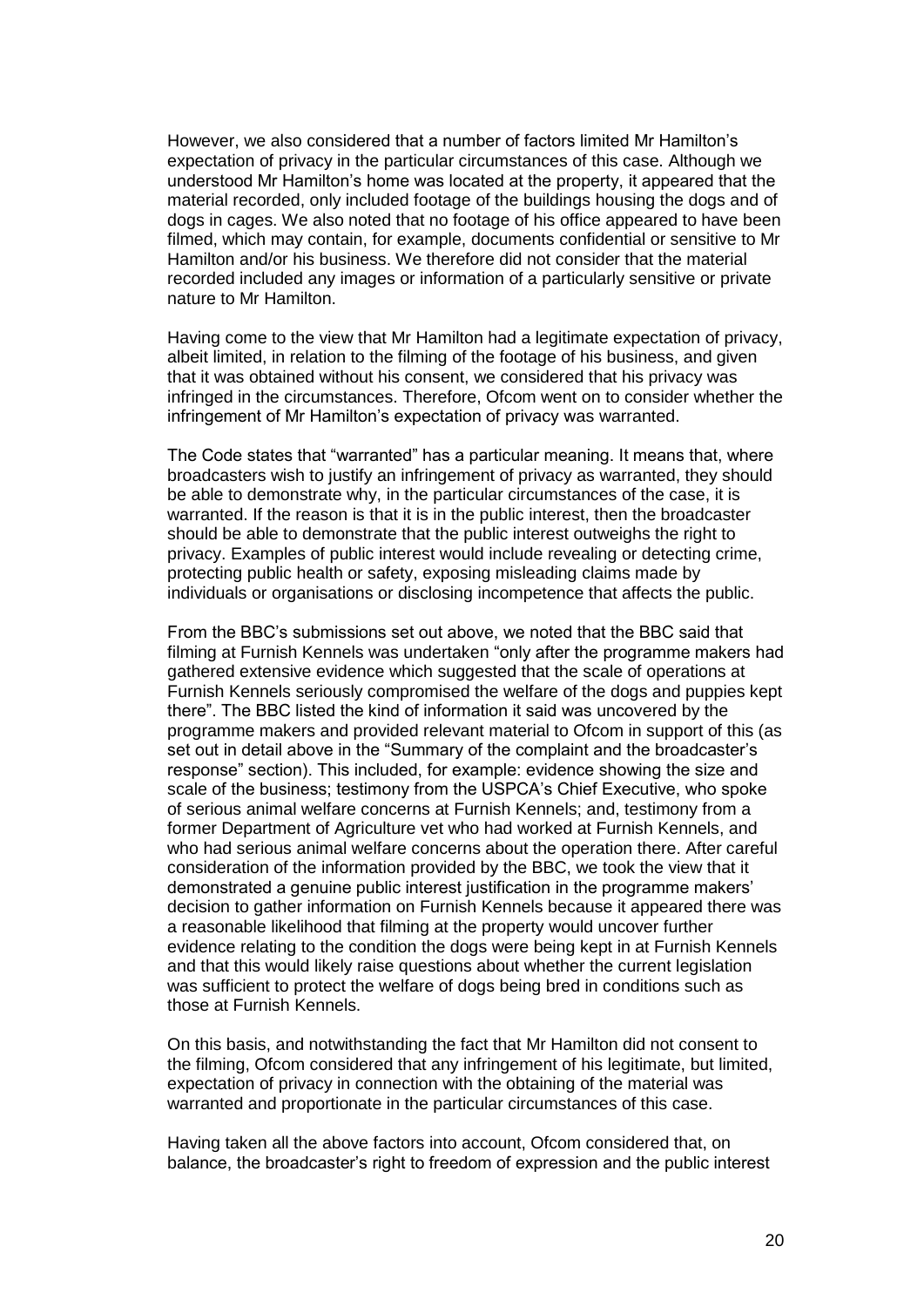However, we also considered that a number of factors limited Mr Hamilton's expectation of privacy in the particular circumstances of this case. Although we understood Mr Hamilton's home was located at the property, it appeared that the material recorded, only included footage of the buildings housing the dogs and of dogs in cages. We also noted that no footage of his office appeared to have been filmed, which may contain, for example, documents confidential or sensitive to Mr Hamilton and/or his business. We therefore did not consider that the material recorded included any images or information of a particularly sensitive or private nature to Mr Hamilton.

Having come to the view that Mr Hamilton had a legitimate expectation of privacy, albeit limited, in relation to the filming of the footage of his business, and given that it was obtained without his consent, we considered that his privacy was infringed in the circumstances. Therefore, Ofcom went on to consider whether the infringement of Mr Hamilton's expectation of privacy was warranted.

The Code states that "warranted" has a particular meaning. It means that, where broadcasters wish to justify an infringement of privacy as warranted, they should be able to demonstrate why, in the particular circumstances of the case, it is warranted. If the reason is that it is in the public interest, then the broadcaster should be able to demonstrate that the public interest outweighs the right to privacy. Examples of public interest would include revealing or detecting crime, protecting public health or safety, exposing misleading claims made by individuals or organisations or disclosing incompetence that affects the public.

From the BBC's submissions set out above, we noted that the BBC said that filming at Furnish Kennels was undertaken "only after the programme makers had gathered extensive evidence which suggested that the scale of operations at Furnish Kennels seriously compromised the welfare of the dogs and puppies kept there". The BBC listed the kind of information it said was uncovered by the programme makers and provided relevant material to Ofcom in support of this (as set out in detail above in the "Summary of the complaint and the broadcaster's response" section). This included, for example: evidence showing the size and scale of the business; testimony from the USPCA's Chief Executive, who spoke of serious animal welfare concerns at Furnish Kennels; and, testimony from a former Department of Agriculture vet who had worked at Furnish Kennels, and who had serious animal welfare concerns about the operation there. After careful consideration of the information provided by the BBC, we took the view that it demonstrated a genuine public interest justification in the programme makers' decision to gather information on Furnish Kennels because it appeared there was a reasonable likelihood that filming at the property would uncover further evidence relating to the condition the dogs were being kept in at Furnish Kennels and that this would likely raise questions about whether the current legislation was sufficient to protect the welfare of dogs being bred in conditions such as those at Furnish Kennels.

On this basis, and notwithstanding the fact that Mr Hamilton did not consent to the filming, Ofcom considered that any infringement of his legitimate, but limited, expectation of privacy in connection with the obtaining of the material was warranted and proportionate in the particular circumstances of this case.

Having taken all the above factors into account, Ofcom considered that, on balance, the broadcaster's right to freedom of expression and the public interest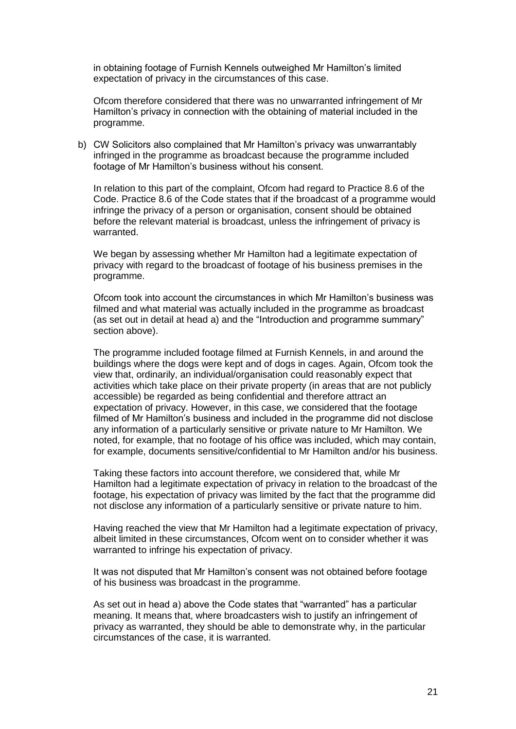in obtaining footage of Furnish Kennels outweighed Mr Hamilton's limited expectation of privacy in the circumstances of this case.

Ofcom therefore considered that there was no unwarranted infringement of Mr Hamilton's privacy in connection with the obtaining of material included in the programme.

b) CW Solicitors also complained that Mr Hamilton's privacy was unwarrantably infringed in the programme as broadcast because the programme included footage of Mr Hamilton's business without his consent.

In relation to this part of the complaint, Ofcom had regard to Practice 8.6 of the Code. Practice 8.6 of the Code states that if the broadcast of a programme would infringe the privacy of a person or organisation, consent should be obtained before the relevant material is broadcast, unless the infringement of privacy is warranted.

We began by assessing whether Mr Hamilton had a legitimate expectation of privacy with regard to the broadcast of footage of his business premises in the programme.

Ofcom took into account the circumstances in which Mr Hamilton's business was filmed and what material was actually included in the programme as broadcast (as set out in detail at head a) and the "Introduction and programme summary" section above).

The programme included footage filmed at Furnish Kennels, in and around the buildings where the dogs were kept and of dogs in cages. Again, Ofcom took the view that, ordinarily, an individual/organisation could reasonably expect that activities which take place on their private property (in areas that are not publicly accessible) be regarded as being confidential and therefore attract an expectation of privacy. However, in this case, we considered that the footage filmed of Mr Hamilton's business and included in the programme did not disclose any information of a particularly sensitive or private nature to Mr Hamilton. We noted, for example, that no footage of his office was included, which may contain, for example, documents sensitive/confidential to Mr Hamilton and/or his business.

Taking these factors into account therefore, we considered that, while Mr Hamilton had a legitimate expectation of privacy in relation to the broadcast of the footage, his expectation of privacy was limited by the fact that the programme did not disclose any information of a particularly sensitive or private nature to him.

Having reached the view that Mr Hamilton had a legitimate expectation of privacy, albeit limited in these circumstances, Ofcom went on to consider whether it was warranted to infringe his expectation of privacy.

It was not disputed that Mr Hamilton's consent was not obtained before footage of his business was broadcast in the programme.

As set out in head a) above the Code states that "warranted" has a particular meaning. It means that, where broadcasters wish to justify an infringement of privacy as warranted, they should be able to demonstrate why, in the particular circumstances of the case, it is warranted.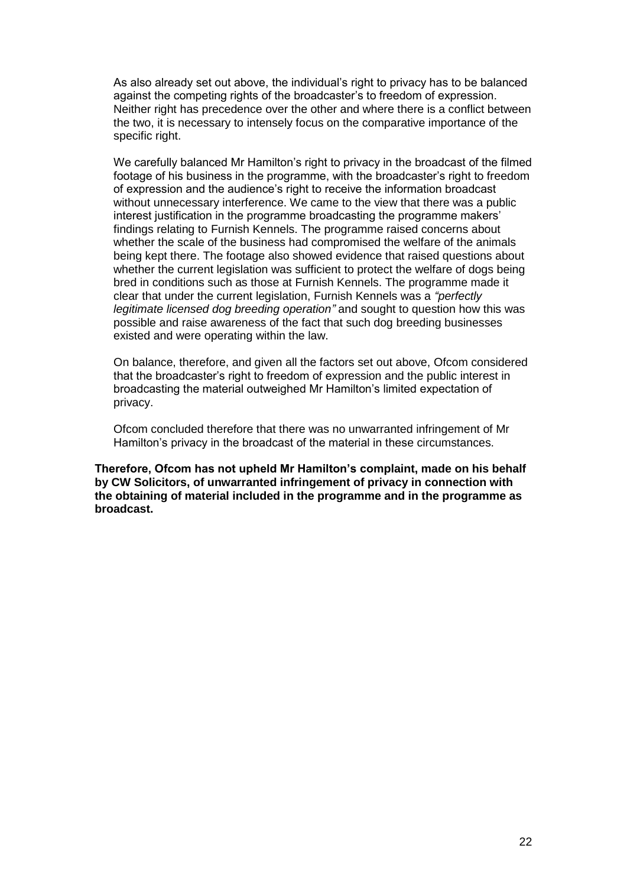As also already set out above, the individual's right to privacy has to be balanced against the competing rights of the broadcaster's to freedom of expression. Neither right has precedence over the other and where there is a conflict between the two, it is necessary to intensely focus on the comparative importance of the specific right.

We carefully balanced Mr Hamilton's right to privacy in the broadcast of the filmed footage of his business in the programme, with the broadcaster's right to freedom of expression and the audience's right to receive the information broadcast without unnecessary interference. We came to the view that there was a public interest justification in the programme broadcasting the programme makers' findings relating to Furnish Kennels. The programme raised concerns about whether the scale of the business had compromised the welfare of the animals being kept there. The footage also showed evidence that raised questions about whether the current legislation was sufficient to protect the welfare of dogs being bred in conditions such as those at Furnish Kennels. The programme made it clear that under the current legislation, Furnish Kennels was a *"perfectly legitimate licensed dog breeding operation"* and sought to question how this was possible and raise awareness of the fact that such dog breeding businesses existed and were operating within the law.

On balance, therefore, and given all the factors set out above, Ofcom considered that the broadcaster's right to freedom of expression and the public interest in broadcasting the material outweighed Mr Hamilton's limited expectation of privacy.

Ofcom concluded therefore that there was no unwarranted infringement of Mr Hamilton's privacy in the broadcast of the material in these circumstances.

**Therefore, Ofcom has not upheld Mr Hamilton's complaint, made on his behalf by CW Solicitors, of unwarranted infringement of privacy in connection with the obtaining of material included in the programme and in the programme as broadcast.**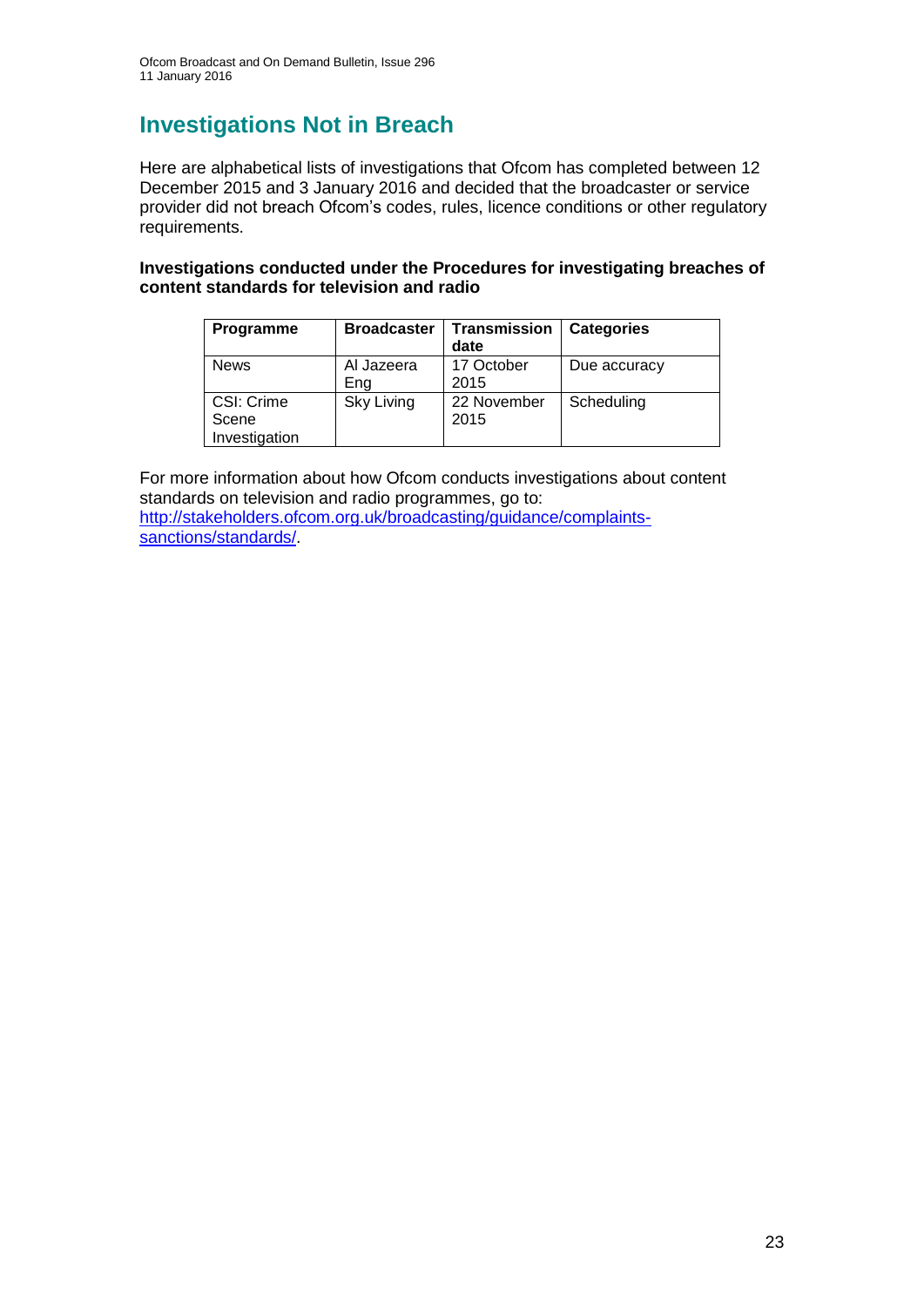# Investigations Not in Breach

Here are alphabetical lists of investigations that Ofcom has completed between 12 December 2015 and 3 January 2016 and decided that the broadcaster or service provider did not breach Ofcom's codes, rules, licence conditions or other regulatory requirements.

**Investigations conducted under the Procedures for investigating breaches of content standards for television and radio**

| Programme | Broadcaster | Transmission date | Categories |
|---|---|---|---|
| News | Al Jazeera Eng | 17 October 2015 | Due accuracy |
| CSI: Crime Scene Investigation | Sky Living | 22 November 2015 | Scheduling |

For more information about how Ofcom conducts investigations about content standards on television and radio programmes, go to: [http://stakeholders.ofcom.org.uk/broadcasting/guidance/complaints-sanctions/standards/](http://stakeholders.ofcom.org.uk/broadcasting/guidance/complaints-sanctions/standards/).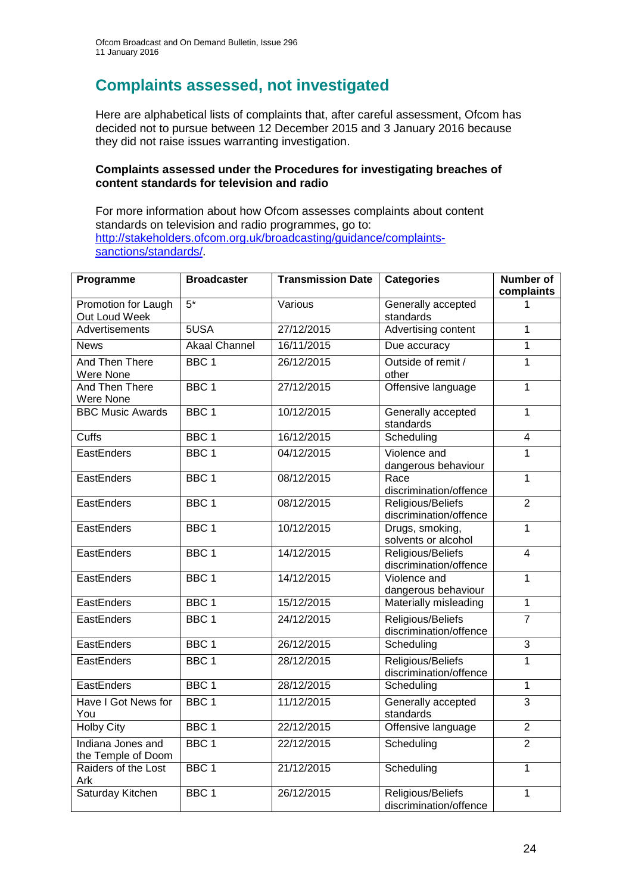## Complaints assessed, not investigated

Here are alphabetical lists of complaints that, after careful assessment, Ofcom has decided not to pursue between 12 December 2015 and 3 January 2016 because they did not raise issues warranting investigation.

**Complaints assessed under the Procedures for investigating breaches of content standards for television and radio**

For more information about how Ofcom assesses complaints about content standards on television and radio programmes, go to: [http://stakeholders.ofcom.org.uk/broadcasting/guidance/complaints-sanctions/standards/](http://stakeholders.ofcom.org.uk/broadcasting/guidance/complaints-sanctions/standards/).

| Programme | Broadcaster | Transmission Date | Categories | Number of complaints |
|---|---|---|---|---|
| Promotion for Laugh Out Loud Week | 5* | Various | Generally accepted standards | 1 |
| Advertisements | 5USA | 27/12/2015 | Advertising content | 1 |
| News | Akaal Channel | 16/11/2015 | Due accuracy | 1 |
| And Then There Were None | BBC 1 | 26/12/2015 | Outside of remit / other | 1 |
| And Then There Were None | BBC 1 | 27/12/2015 | Offensive language | 1 |
| BBC Music Awards | BBC 1 | 10/12/2015 | Generally accepted standards | 1 |
| Cuffs | BBC 1 | 16/12/2015 | Scheduling | 4 |
| EastEnders | BBC 1 | 04/12/2015 | Violence and dangerous behaviour | 1 |
| EastEnders | BBC 1 | 08/12/2015 | Race discrimination/offence | 1 |
| EastEnders | BBC 1 | 08/12/2015 | Religious/Beliefs discrimination/offence | 2 |
| EastEnders | BBC 1 | 10/12/2015 | Drugs, smoking, solvents or alcohol | 1 |
| EastEnders | BBC 1 | 14/12/2015 | Religious/Beliefs discrimination/offence | 4 |
| EastEnders | BBC 1 | 14/12/2015 | Violence and dangerous behaviour | 1 |
| EastEnders | BBC 1 | 15/12/2015 | Materially misleading | 1 |
| EastEnders | BBC 1 | 24/12/2015 | Religious/Beliefs discrimination/offence | 7 |
| EastEnders | BBC 1 | 26/12/2015 | Scheduling | 3 |
| EastEnders | BBC 1 | 28/12/2015 | Religious/Beliefs discrimination/offence | 1 |
| EastEnders | BBC 1 | 28/12/2015 | Scheduling | 1 |
| Have I Got News for You | BBC 1 | 11/12/2015 | Generally accepted standards | 3 |
| Holby City | BBC 1 | 22/12/2015 | Offensive language | 2 |
| Indiana Jones and the Temple of Doom | BBC 1 | 22/12/2015 | Scheduling | 2 |
| Raiders of the Lost Ark | BBC 1 | 21/12/2015 | Scheduling | 1 |
| Saturday Kitchen | BBC 1 | 26/12/2015 | Religious/Beliefs discrimination/offence | 1 |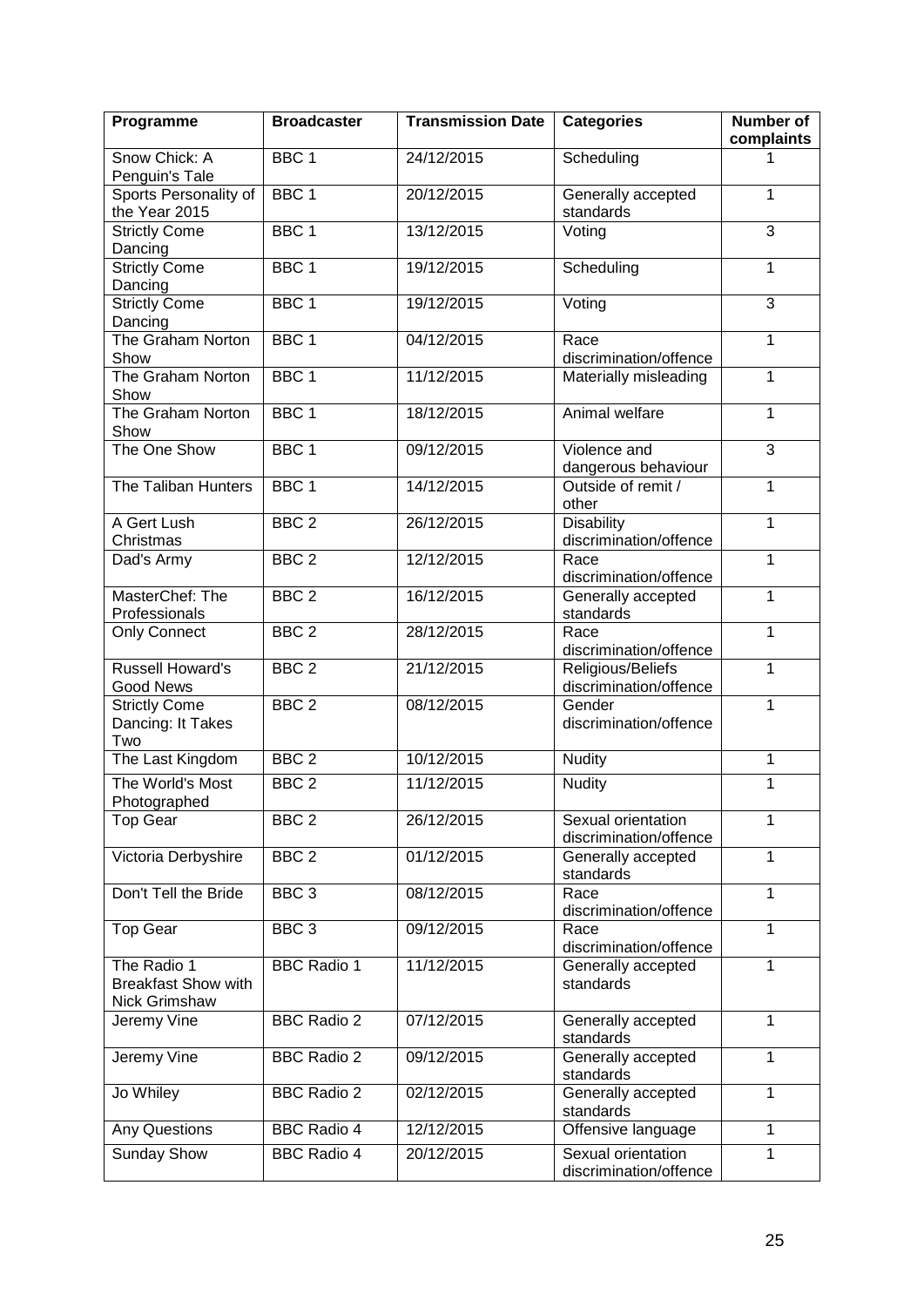| Programme | Broadcaster | Transmission Date | Categories | Number of complaints |
|---|---|---|---|---|
| Snow Chick: A Penguin's Tale | BBC 1 | 24/12/2015 | Scheduling | 1 |
| Sports Personality of the Year 2015 | BBC 1 | 20/12/2015 | Generally accepted standards | 1 |
| Strictly Come Dancing | BBC 1 | 13/12/2015 | Voting | 3 |
| Strictly Come Dancing | BBC 1 | 19/12/2015 | Scheduling | 1 |
| Strictly Come Dancing | BBC 1 | 19/12/2015 | Voting | 3 |
| The Graham Norton Show | BBC 1 | 04/12/2015 | Race discrimination/offence | 1 |
| The Graham Norton Show | BBC 1 | 11/12/2015 | Materially misleading | 1 |
| The Graham Norton Show | BBC 1 | 18/12/2015 | Animal welfare | 1 |
| The One Show | BBC 1 | 09/12/2015 | Violence and dangerous behaviour | 3 |
| The Taliban Hunters | BBC 1 | 14/12/2015 | Outside of remit / other | 1 |
| A Gert Lush Christmas | BBC 2 | 26/12/2015 | Disability discrimination/offence | 1 |
| Dad's Army | BBC 2 | 12/12/2015 | Race discrimination/offence | 1 |
| MasterChef: The Professionals | BBC 2 | 16/12/2015 | Generally accepted standards | 1 |
| Only Connect | BBC 2 | 28/12/2015 | Race discrimination/offence | 1 |
| Russell Howard's Good News | BBC 2 | 21/12/2015 | Religious/Beliefs discrimination/offence | 1 |
| Strictly Come Dancing: It Takes Two | BBC 2 | 08/12/2015 | Gender discrimination/offence | 1 |
| The Last Kingdom | BBC 2 | 10/12/2015 | Nudity | 1 |
| The World's Most Photographed | BBC 2 | 11/12/2015 | Nudity | 1 |
| Top Gear | BBC 2 | 26/12/2015 | Sexual orientation discrimination/offence | 1 |
| Victoria Derbyshire | BBC 2 | 01/12/2015 | Generally accepted standards | 1 |
| Don't Tell the Bride | BBC 3 | 08/12/2015 | Race discrimination/offence | 1 |
| Top Gear | BBC 3 | 09/12/2015 | Race discrimination/offence | 1 |
| The Radio 1 Breakfast Show with Nick Grimshaw | BBC Radio 1 | 11/12/2015 | Generally accepted standards | 1 |
| Jeremy Vine | BBC Radio 2 | 07/12/2015 | Generally accepted standards | 1 |
| Jeremy Vine | BBC Radio 2 | 09/12/2015 | Generally accepted standards | 1 |
| Jo Whiley | BBC Radio 2 | 02/12/2015 | Generally accepted standards | 1 |
| Any Questions | BBC Radio 4 | 12/12/2015 | Offensive language | 1 |
| Sunday Show | BBC Radio 4 | 20/12/2015 | Sexual orientation discrimination/offence | 1 |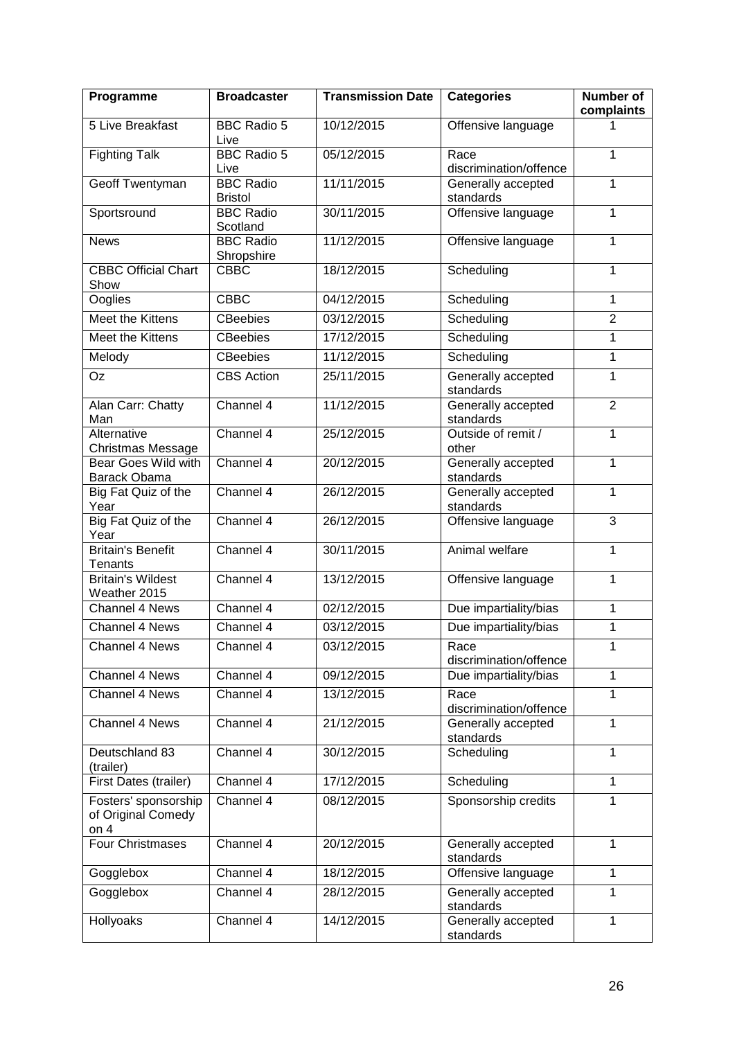| Programme | Broadcaster | Transmission Date | Categories | Number of complaints |
|---|---|---|---|---|
| 5 Live Breakfast | BBC Radio 5 Live | 10/12/2015 | Offensive language | 1 |
| Fighting Talk | BBC Radio 5 Live | 05/12/2015 | Race discrimination/offence | 1 |
| Geoff Twentyman | BBC Radio Bristol | 11/11/2015 | Generally accepted standards | 1 |
| Sportsround | BBC Radio Scotland | 30/11/2015 | Offensive language | 1 |
| News | BBC Radio Shropshire | 11/12/2015 | Offensive language | 1 |
| CBBC Official Chart Show | CBBC | 18/12/2015 | Scheduling | 1 |
| Ooglies | CBBC | 04/12/2015 | Scheduling | 1 |
| Meet the Kittens | CBeebies | 03/12/2015 | Scheduling | 2 |
| Meet the Kittens | CBeebies | 17/12/2015 | Scheduling | 1 |
| Melody | CBeebies | 11/12/2015 | Scheduling | 1 |
| Oz | CBS Action | 25/11/2015 | Generally accepted standards | 1 |
| Alan Carr: Chatty Man | Channel 4 | 11/12/2015 | Generally accepted standards | 2 |
| Alternative Christmas Message | Channel 4 | 25/12/2015 | Outside of remit / other | 1 |
| Bear Goes Wild with Barack Obama | Channel 4 | 20/12/2015 | Generally accepted standards | 1 |
| Big Fat Quiz of the Year | Channel 4 | 26/12/2015 | Generally accepted standards | 1 |
| Big Fat Quiz of the Year | Channel 4 | 26/12/2015 | Offensive language | 3 |
| Britain's Benefit Tenants | Channel 4 | 30/11/2015 | Animal welfare | 1 |
| Britain's Wildest Weather 2015 | Channel 4 | 13/12/2015 | Offensive language | 1 |
| Channel 4 News | Channel 4 | 02/12/2015 | Due impartiality/bias | 1 |
| Channel 4 News | Channel 4 | 03/12/2015 | Due impartiality/bias | 1 |
| Channel 4 News | Channel 4 | 03/12/2015 | Race discrimination/offence | 1 |
| Channel 4 News | Channel 4 | 09/12/2015 | Due impartiality/bias | 1 |
| Channel 4 News | Channel 4 | 13/12/2015 | Race discrimination/offence | 1 |
| Channel 4 News | Channel 4 | 21/12/2015 | Generally accepted standards | 1 |
| Deutschland 83 (trailer) | Channel 4 | 30/12/2015 | Scheduling | 1 |
| First Dates (trailer) | Channel 4 | 17/12/2015 | Scheduling | 1 |
| Fosters' sponsorship of Original Comedy on 4 | Channel 4 | 08/12/2015 | Sponsorship credits | 1 |
| Four Christmases | Channel 4 | 20/12/2015 | Generally accepted standards | 1 |
| Gogglebox | Channel 4 | 18/12/2015 | Offensive language | 1 |
| Gogglebox | Channel 4 | 28/12/2015 | Generally accepted standards | 1 |
| Hollyoaks | Channel 4 | 14/12/2015 | Generally accepted standards | 1 |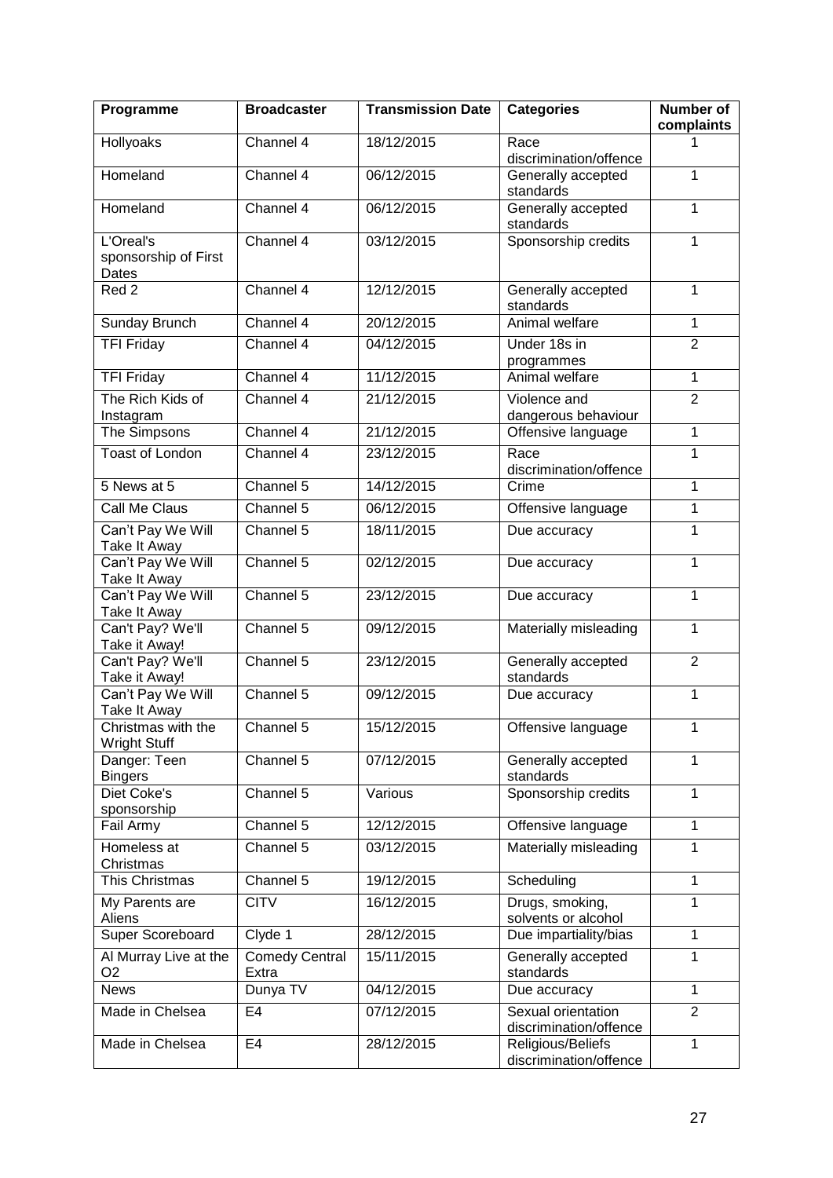| Programme | Broadcaster | Transmission Date | Categories | Number of complaints |
|---|---|---|---|---|
| Hollyoaks | Channel 4 | 18/12/2015 | Race discrimination/offence | 1 |
| Homeland | Channel 4 | 06/12/2015 | Generally accepted standards | 1 |
| Homeland | Channel 4 | 06/12/2015 | Generally accepted standards | 1 |
| L'Oreal's sponsorship of First Dates | Channel 4 | 03/12/2015 | Sponsorship credits | 1 |
| Red 2 | Channel 4 | 12/12/2015 | Generally accepted standards | 1 |
| Sunday Brunch | Channel 4 | 20/12/2015 | Animal welfare | 1 |
| TFI Friday | Channel 4 | 04/12/2015 | Under 18s in programmes | 2 |
| TFI Friday | Channel 4 | 11/12/2015 | Animal welfare | 1 |
| The Rich Kids of Instagram | Channel 4 | 21/12/2015 | Violence and dangerous behaviour | 2 |
| The Simpsons | Channel 4 | 21/12/2015 | Offensive language | 1 |
| Toast of London | Channel 4 | 23/12/2015 | Race discrimination/offence | 1 |
| 5 News at 5 | Channel 5 | 14/12/2015 | Crime | 1 |
| Call Me Claus | Channel 5 | 06/12/2015 | Offensive language | 1 |
| Can't Pay We Will Take It Away | Channel 5 | 18/11/2015 | Due accuracy | 1 |
| Can't Pay We Will Take It Away | Channel 5 | 02/12/2015 | Due accuracy | 1 |
| Can't Pay We Will Take It Away | Channel 5 | 23/12/2015 | Due accuracy | 1 |
| Can't Pay? We'll Take it Away! | Channel 5 | 09/12/2015 | Materially misleading | 1 |
| Can't Pay? We'll Take it Away! | Channel 5 | 23/12/2015 | Generally accepted standards | 2 |
| Can't Pay We Will Take It Away | Channel 5 | 09/12/2015 | Due accuracy | 1 |
| Christmas with the Wright Stuff | Channel 5 | 15/12/2015 | Offensive language | 1 |
| Danger: Teen Bingers | Channel 5 | 07/12/2015 | Generally accepted standards | 1 |
| Diet Coke's sponsorship | Channel 5 | Various | Sponsorship credits | 1 |
| Fail Army | Channel 5 | 12/12/2015 | Offensive language | 1 |
| Homeless at Christmas | Channel 5 | 03/12/2015 | Materially misleading | 1 |
| This Christmas | Channel 5 | 19/12/2015 | Scheduling | 1 |
| My Parents are Aliens | CITV | 16/12/2015 | Drugs, smoking, solvents or alcohol | 1 |
| Super Scoreboard | Clyde 1 | 28/12/2015 | Due impartiality/bias | 1 |
| Al Murray Live at the O2 | Comedy Central Extra | 15/11/2015 | Generally accepted standards | 1 |
| News | Dunya TV | 04/12/2015 | Due accuracy | 1 |
| Made in Chelsea | E4 | 07/12/2015 | Sexual orientation discrimination/offence | 2 |
| Made in Chelsea | E4 | 28/12/2015 | Religious/Beliefs discrimination/offence | 1 |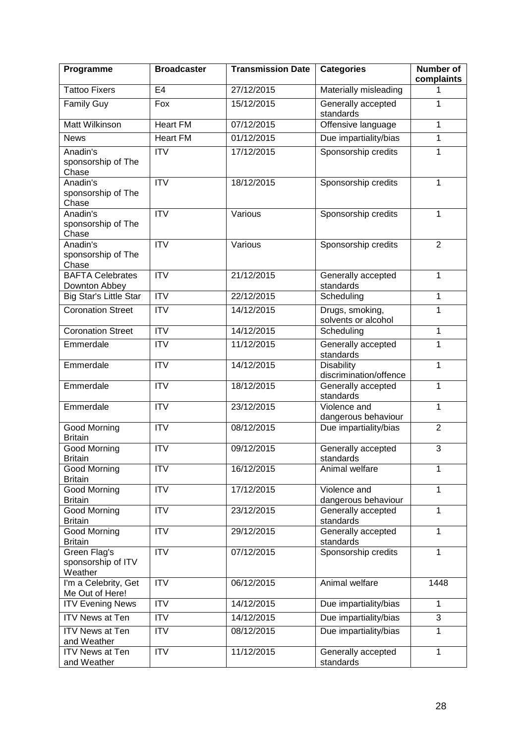| Programme | Broadcaster | Transmission Date | Categories | Number of complaints |
|---|---|---|---|---|
| Tattoo Fixers | E4 | 27/12/2015 | Materially misleading | 1 |
| Family Guy | Fox | 15/12/2015 | Generally accepted standards | 1 |
| Matt Wilkinson | Heart FM | 07/12/2015 | Offensive language | 1 |
| News | Heart FM | 01/12/2015 | Due impartiality/bias | 1 |
| Anadin's sponsorship of The Chase | ITV | 17/12/2015 | Sponsorship credits | 1 |
| Anadin's sponsorship of The Chase | ITV | 18/12/2015 | Sponsorship credits | 1 |
| Anadin's sponsorship of The Chase | ITV | Various | Sponsorship credits | 1 |
| Anadin's sponsorship of The Chase | ITV | Various | Sponsorship credits | 2 |
| BAFTA Celebrates Downton Abbey | ITV | 21/12/2015 | Generally accepted standards | 1 |
| Big Star's Little Star | ITV | 22/12/2015 | Scheduling | 1 |
| Coronation Street | ITV | 14/12/2015 | Drugs, smoking, solvents or alcohol | 1 |
| Coronation Street | ITV | 14/12/2015 | Scheduling | 1 |
| Emmerdale | ITV | 11/12/2015 | Generally accepted standards | 1 |
| Emmerdale | ITV | 14/12/2015 | Disability discrimination/offence | 1 |
| Emmerdale | ITV | 18/12/2015 | Generally accepted standards | 1 |
| Emmerdale | ITV | 23/12/2015 | Violence and dangerous behaviour | 1 |
| Good Morning Britain | ITV | 08/12/2015 | Due impartiality/bias | 2 |
| Good Morning Britain | ITV | 09/12/2015 | Generally accepted standards | 3 |
| Good Morning Britain | ITV | 16/12/2015 | Animal welfare | 1 |
| Good Morning Britain | ITV | 17/12/2015 | Violence and dangerous behaviour | 1 |
| Good Morning Britain | ITV | 23/12/2015 | Generally accepted standards | 1 |
| Good Morning Britain | ITV | 29/12/2015 | Generally accepted standards | 1 |
| Green Flag's sponsorship of ITV Weather | ITV | 07/12/2015 | Sponsorship credits | 1 |
| I'm a Celebrity, Get Me Out of Here! | ITV | 06/12/2015 | Animal welfare | 1448 |
| ITV Evening News | ITV | 14/12/2015 | Due impartiality/bias | 1 |
| ITV News at Ten | ITV | 14/12/2015 | Due impartiality/bias | 3 |
| ITV News at Ten and Weather | ITV | 08/12/2015 | Due impartiality/bias | 1 |
| ITV News at Ten and Weather | ITV | 11/12/2015 | Generally accepted standards | 1 |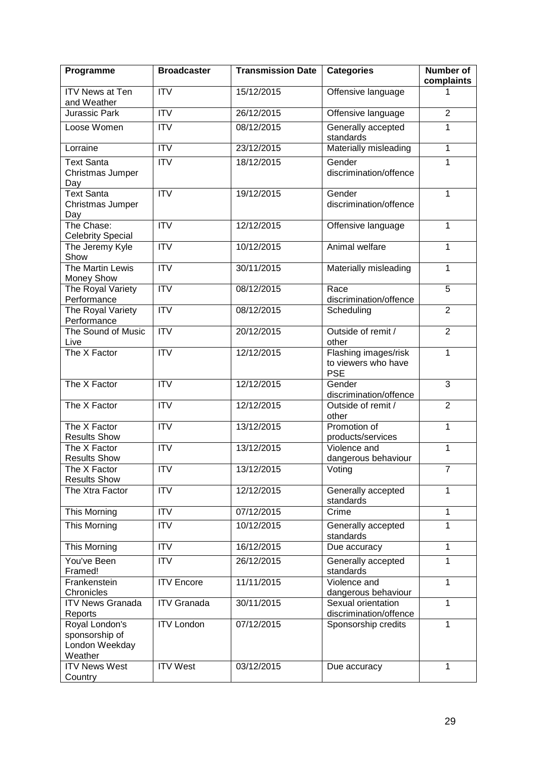| Programme | Broadcaster | Transmission Date | Categories | Number of complaints |
|---|---|---|---|---|
| ITV News at Ten and Weather | ITV | 15/12/2015 | Offensive language | 1 |
| Jurassic Park | ITV | 26/12/2015 | Offensive language | 2 |
| Loose Women | ITV | 08/12/2015 | Generally accepted standards | 1 |
| Lorraine | ITV | 23/12/2015 | Materially misleading | 1 |
| Text Santa Christmas Jumper Day | ITV | 18/12/2015 | Gender discrimination/offence | 1 |
| Text Santa Christmas Jumper Day | ITV | 19/12/2015 | Gender discrimination/offence | 1 |
| The Chase: Celebrity Special | ITV | 12/12/2015 | Offensive language | 1 |
| The Jeremy Kyle Show | ITV | 10/12/2015 | Animal welfare | 1 |
| The Martin Lewis Money Show | ITV | 30/11/2015 | Materially misleading | 1 |
| The Royal Variety Performance | ITV | 08/12/2015 | Race discrimination/offence | 5 |
| The Royal Variety Performance | ITV | 08/12/2015 | Scheduling | 2 |
| The Sound of Music Live | ITV | 20/12/2015 | Outside of remit / other | 2 |
| The X Factor | ITV | 12/12/2015 | Flashing images/risk to viewers who have PSE | 1 |
| The X Factor | ITV | 12/12/2015 | Gender discrimination/offence | 3 |
| The X Factor | ITV | 12/12/2015 | Outside of remit / other | 2 |
| The X Factor Results Show | ITV | 13/12/2015 | Promotion of products/services | 1 |
| The X Factor Results Show | ITV | 13/12/2015 | Violence and dangerous behaviour | 1 |
| The X Factor Results Show | ITV | 13/12/2015 | Voting | 7 |
| The Xtra Factor | ITV | 12/12/2015 | Generally accepted standards | 1 |
| This Morning | ITV | 07/12/2015 | Crime | 1 |
| This Morning | ITV | 10/12/2015 | Generally accepted standards | 1 |
| This Morning | ITV | 16/12/2015 | Due accuracy | 1 |
| You've Been Framed! | ITV | 26/12/2015 | Generally accepted standards | 1 |
| Frankenstein Chronicles | ITV Encore | 11/11/2015 | Violence and dangerous behaviour | 1 |
| ITV News Granada Reports | ITV Granada | 30/11/2015 | Sexual orientation discrimination/offence | 1 |
| Royal London's sponsorship of London Weekday Weather | ITV London | 07/12/2015 | Sponsorship credits | 1 |
| ITV News West Country | ITV West | 03/12/2015 | Due accuracy | 1 |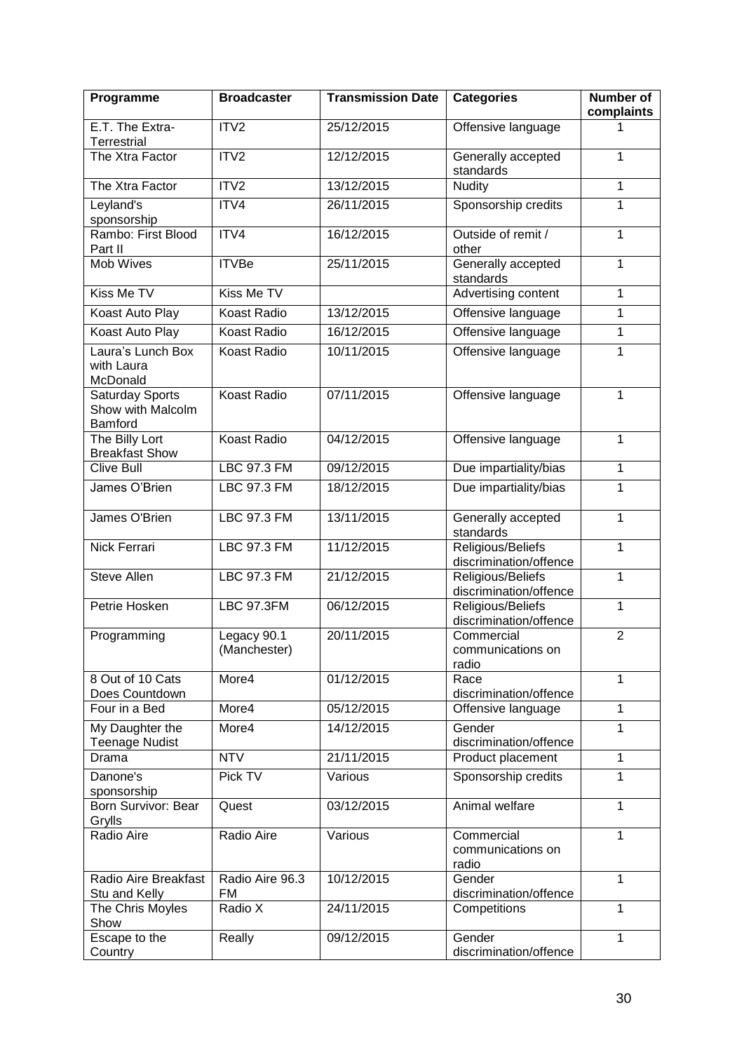| Programme | Broadcaster | Transmission Date | Categories | Number of complaints |
|---|---|---|---|---|
| E.T. The Extra-Terrestrial | ITV2 | 25/12/2015 | Offensive language | 1 |
| The Xtra Factor | ITV2 | 12/12/2015 | Generally accepted standards | 1 |
| The Xtra Factor | ITV2 | 13/12/2015 | Nudity | 1 |
| Leyland's sponsorship | ITV4 | 26/11/2015 | Sponsorship credits | 1 |
| Rambo: First Blood Part II | ITV4 | 16/12/2015 | Outside of remit / other | 1 |
| Mob Wives | ITVBe | 25/11/2015 | Generally accepted standards | 1 |
| Kiss Me TV | Kiss Me TV | | Advertising content | 1 |
| Koast Auto Play | Koast Radio | 13/12/2015 | Offensive language | 1 |
| Koast Auto Play | Koast Radio | 16/12/2015 | Offensive language | 1 |
| Laura's Lunch Box with Laura McDonald | Koast Radio | 10/11/2015 | Offensive language | 1 |
| Saturday Sports Show with Malcolm Bamford | Koast Radio | 07/11/2015 | Offensive language | 1 |
| The Billy Lort Breakfast Show | Koast Radio | 04/12/2015 | Offensive language | 1 |
| Clive Bull | LBC 97.3 FM | 09/12/2015 | Due impartiality/bias | 1 |
| James O'Brien | LBC 97.3 FM | 18/12/2015 | Due impartiality/bias | 1 |
| James O'Brien | LBC 97.3 FM | 13/11/2015 | Generally accepted standards | 1 |
| Nick Ferrari | LBC 97.3 FM | 11/12/2015 | Religious/Beliefs discrimination/offence | 1 |
| Steve Allen | LBC 97.3 FM | 21/12/2015 | Religious/Beliefs discrimination/offence | 1 |
| Petrie Hosken | LBC 97.3FM | 06/12/2015 | Religious/Beliefs discrimination/offence | 1 |
| Programming | Legacy 90.1 (Manchester) | 20/11/2015 | Commercial communications on radio | 2 |
| 8 Out of 10 Cats Does Countdown | More4 | 01/12/2015 | Race discrimination/offence | 1 |
| Four in a Bed | More4 | 05/12/2015 | Offensive language | 1 |
| My Daughter the Teenage Nudist | More4 | 14/12/2015 | Gender discrimination/offence | 1 |
| Drama | NTV | 21/11/2015 | Product placement | 1 |
| Danone's sponsorship | Pick TV | Various | Sponsorship credits | 1 |
| Born Survivor: Bear Grylls | Quest | 03/12/2015 | Animal welfare | 1 |
| Radio Aire | Radio Aire | Various | Commercial communications on radio | 1 |
| Radio Aire Breakfast Stu and Kelly | Radio Aire 96.3 FM | 10/12/2015 | Gender discrimination/offence | 1 |
| The Chris Moyles Show | Radio X | 24/11/2015 | Competitions | 1 |
| Escape to the Country | Really | 09/12/2015 | Gender discrimination/offence | 1 |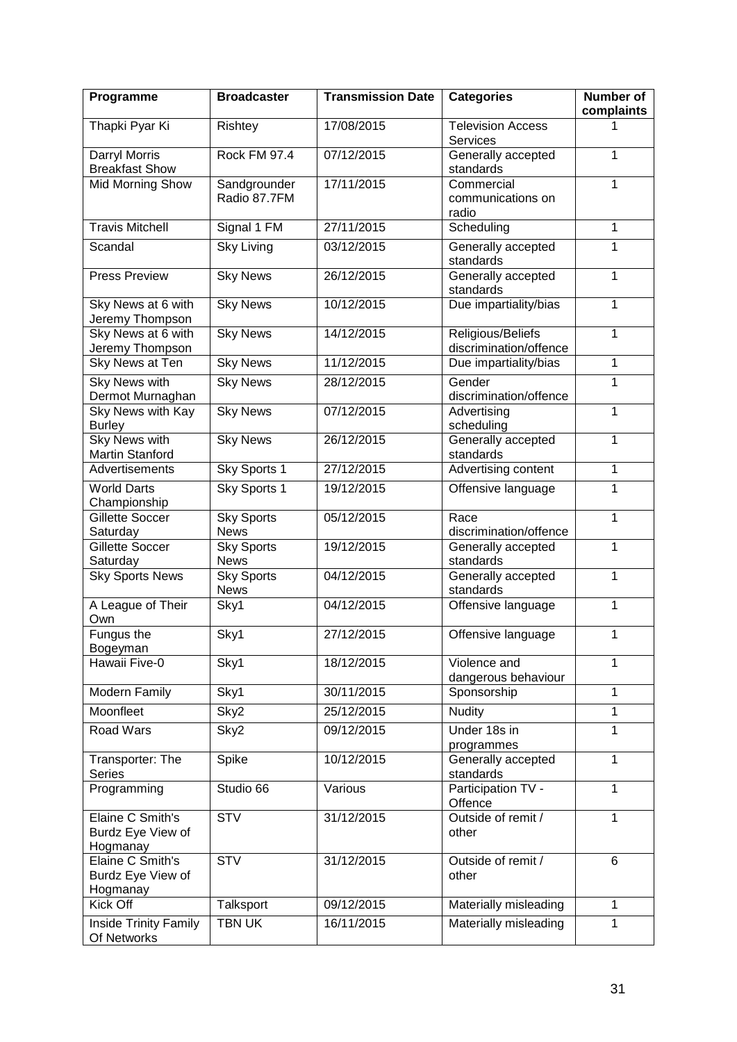| Programme | Broadcaster | Transmission Date | Categories | Number of complaints |
|---|---|---|---|---|
| Thapki Pyar Ki | Rishtey | 17/08/2015 | Television Access Services | 1 |
| Darryl Morris Breakfast Show | Rock FM 97.4 | 07/12/2015 | Generally accepted standards | 1 |
| Mid Morning Show | Sandgrounder Radio 87.7FM | 17/11/2015 | Commercial communications on radio | 1 |
| Travis Mitchell | Signal 1 FM | 27/11/2015 | Scheduling | 1 |
| Scandal | Sky Living | 03/12/2015 | Generally accepted standards | 1 |
| Press Preview | Sky News | 26/12/2015 | Generally accepted standards | 1 |
| Sky News at 6 with Jeremy Thompson | Sky News | 10/12/2015 | Due impartiality/bias | 1 |
| Sky News at 6 with Jeremy Thompson | Sky News | 14/12/2015 | Religious/Beliefs discrimination/offence | 1 |
| Sky News at Ten | Sky News | 11/12/2015 | Due impartiality/bias | 1 |
| Sky News with Dermot Murnaghan | Sky News | 28/12/2015 | Gender discrimination/offence | 1 |
| Sky News with Kay Burley | Sky News | 07/12/2015 | Advertising scheduling | 1 |
| Sky News with Martin Stanford | Sky News | 26/12/2015 | Generally accepted standards | 1 |
| Advertisements | Sky Sports 1 | 27/12/2015 | Advertising content | 1 |
| World Darts Championship | Sky Sports 1 | 19/12/2015 | Offensive language | 1 |
| Gillette Soccer Saturday | Sky Sports News | 05/12/2015 | Race discrimination/offence | 1 |
| Gillette Soccer Saturday | Sky Sports News | 19/12/2015 | Generally accepted standards | 1 |
| Sky Sports News | Sky Sports News | 04/12/2015 | Generally accepted standards | 1 |
| A League of Their Own | Sky1 | 04/12/2015 | Offensive language | 1 |
| Fungus the Bogeyman | Sky1 | 27/12/2015 | Offensive language | 1 |
| Hawaii Five-0 | Sky1 | 18/12/2015 | Violence and dangerous behaviour | 1 |
| Modern Family | Sky1 | 30/11/2015 | Sponsorship | 1 |
| Moonfleet | Sky2 | 25/12/2015 | Nudity | 1 |
| Road Wars | Sky2 | 09/12/2015 | Under 18s in programmes | 1 |
| Transporter: The Series | Spike | 10/12/2015 | Generally accepted standards | 1 |
| Programming | Studio 66 | Various | Participation TV - Offence | 1 |
| Elaine C Smith's Burdz Eye View of Hogmanay | STV | 31/12/2015 | Outside of remit / other | 1 |
| Elaine C Smith's Burdz Eye View of Hogmanay | STV | 31/12/2015 | Outside of remit / other | 6 |
| Kick Off | Talksport | 09/12/2015 | Materially misleading | 1 |
| Inside Trinity Family Of Networks | TBN UK | 16/11/2015 | Materially misleading | 1 |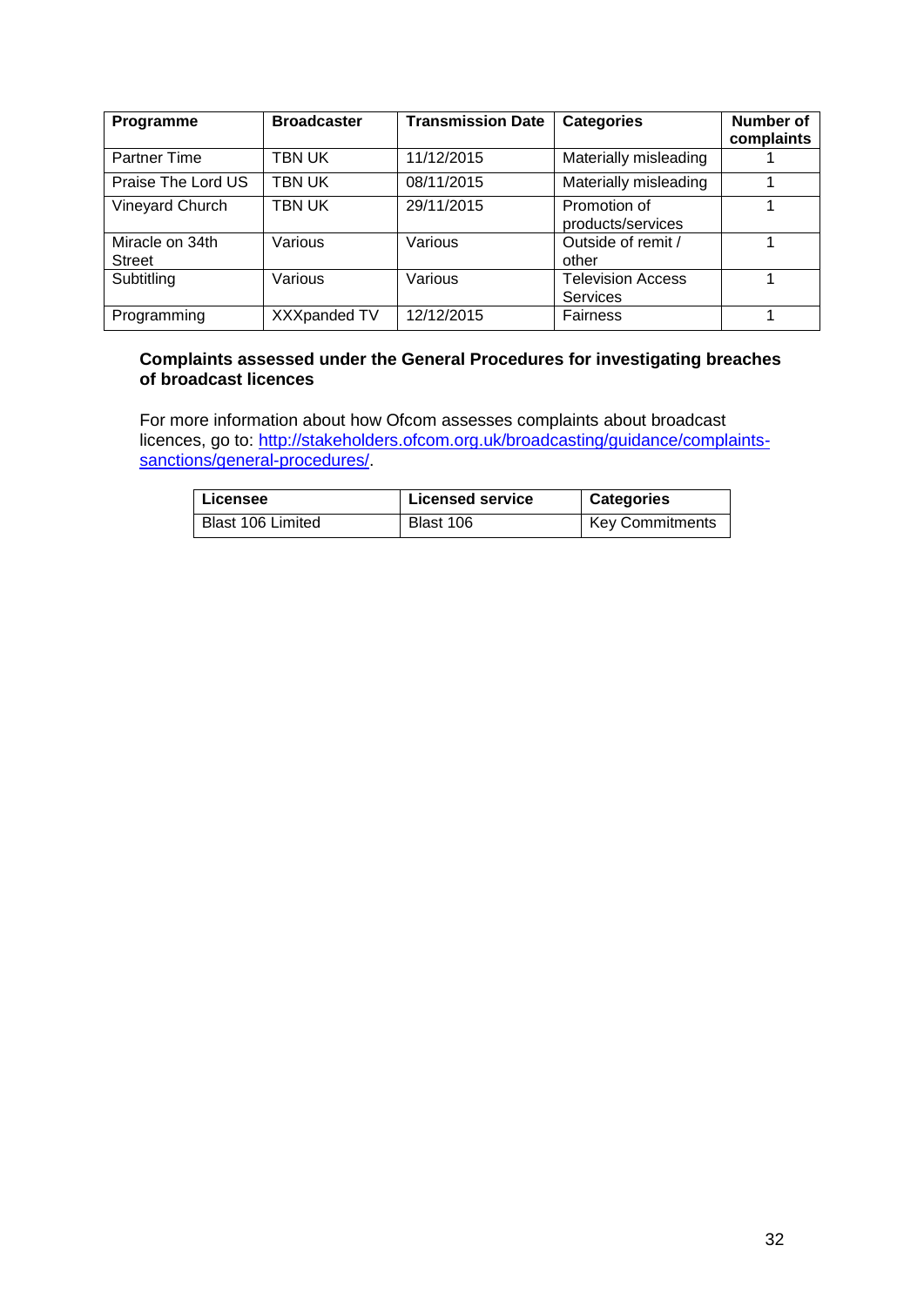| Programme | Broadcaster | Transmission Date | Categories | Number of complaints |
|---|---|---|---|---|
| Partner Time | TBN UK | 11/12/2015 | Materially misleading | 1 |
| Praise The Lord US | TBN UK | 08/11/2015 | Materially misleading | 1 |
| Vineyard Church | TBN UK | 29/11/2015 | Promotion of products/services | 1 |
| Miracle on 34th Street | Various | Various | Outside of remit / other | 1 |
| Subtitling | Various | Various | Television Access Services | 1 |
| Programming | XXXpanded TV | 12/12/2015 | Fairness | 1 |

**Complaints assessed under the General Procedures for investigating breaches of broadcast licences**

For more information about how Ofcom assesses complaints about broadcast licences, go to: http://stakeholders.ofcom.org.uk/broadcasting/guidance/complaints-sanctions/general-procedures/.

| Licensee | Licensed service | Categories |
|---|---|---|
| Blast 106 Limited | Blast 106 | Key Commitments |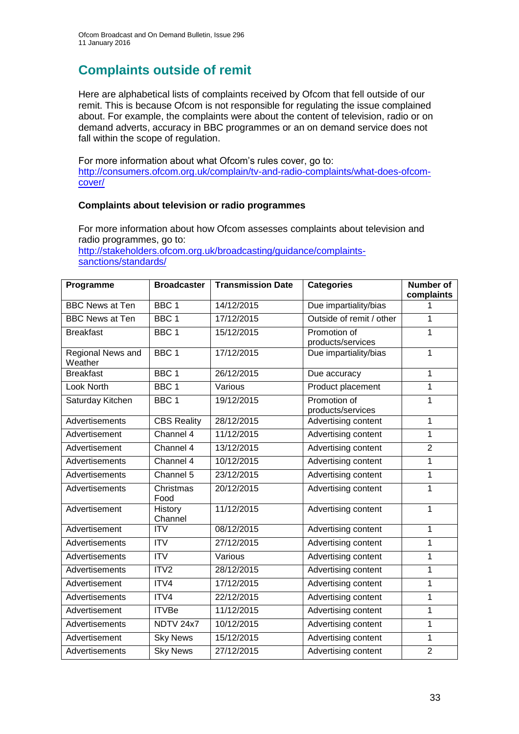## Complaints outside of remit

Here are alphabetical lists of complaints received by Ofcom that fell outside of our remit. This is because Ofcom is not responsible for regulating the issue complained about. For example, the complaints were about the content of television, radio or on demand adverts, accuracy in BBC programmes or an on demand service does not fall within the scope of regulation.

For more information about what Ofcom's rules cover, go to: [http://consumers.ofcom.org.uk/complain/tv-and-radio-complaints/what-does-ofcom-cover/](http://consumers.ofcom.org.uk/complain/tv-and-radio-complaints/what-does-ofcom-cover/)

### Complaints about television or radio programmes

For more information about how Ofcom assesses complaints about television and radio programmes, go to: [http://stakeholders.ofcom.org.uk/broadcasting/guidance/complaints-sanctions/standards/](http://stakeholders.ofcom.org.uk/broadcasting/guidance/complaints-sanctions/standards/)

| Programme | Broadcaster | Transmission Date | Categories | Number of complaints |
|---|---|---|---|---|
| BBC News at Ten | BBC 1 | 14/12/2015 | Due impartiality/bias | 1 |
| BBC News at Ten | BBC 1 | 17/12/2015 | Outside of remit / other | 1 |
| Breakfast | BBC 1 | 15/12/2015 | Promotion of products/services | 1 |
| Regional News and Weather | BBC 1 | 17/12/2015 | Due impartiality/bias | 1 |
| Breakfast | BBC 1 | 26/12/2015 | Due accuracy | 1 |
| Look North | BBC 1 | Various | Product placement | 1 |
| Saturday Kitchen | BBC 1 | 19/12/2015 | Promotion of products/services | 1 |
| Advertisements | CBS Reality | 28/12/2015 | Advertising content | 1 |
| Advertisement | Channel 4 | 11/12/2015 | Advertising content | 1 |
| Advertisement | Channel 4 | 13/12/2015 | Advertising content | 2 |
| Advertisements | Channel 4 | 10/12/2015 | Advertising content | 1 |
| Advertisements | Channel 5 | 23/12/2015 | Advertising content | 1 |
| Advertisements | Christmas Food | 20/12/2015 | Advertising content | 1 |
| Advertisement | History Channel | 11/12/2015 | Advertising content | 1 |
| Advertisement | ITV | 08/12/2015 | Advertising content | 1 |
| Advertisements | ITV | 27/12/2015 | Advertising content | 1 |
| Advertisements | ITV | Various | Advertising content | 1 |
| Advertisements | ITV2 | 28/12/2015 | Advertising content | 1 |
| Advertisement | ITV4 | 17/12/2015 | Advertising content | 1 |
| Advertisements | ITV4 | 22/12/2015 | Advertising content | 1 |
| Advertisement | ITVBe | 11/12/2015 | Advertising content | 1 |
| Advertisements | NDTV 24x7 | 10/12/2015 | Advertising content | 1 |
| Advertisement | Sky News | 15/12/2015 | Advertising content | 1 |
| Advertisements | Sky News | 27/12/2015 | Advertising content | 2 |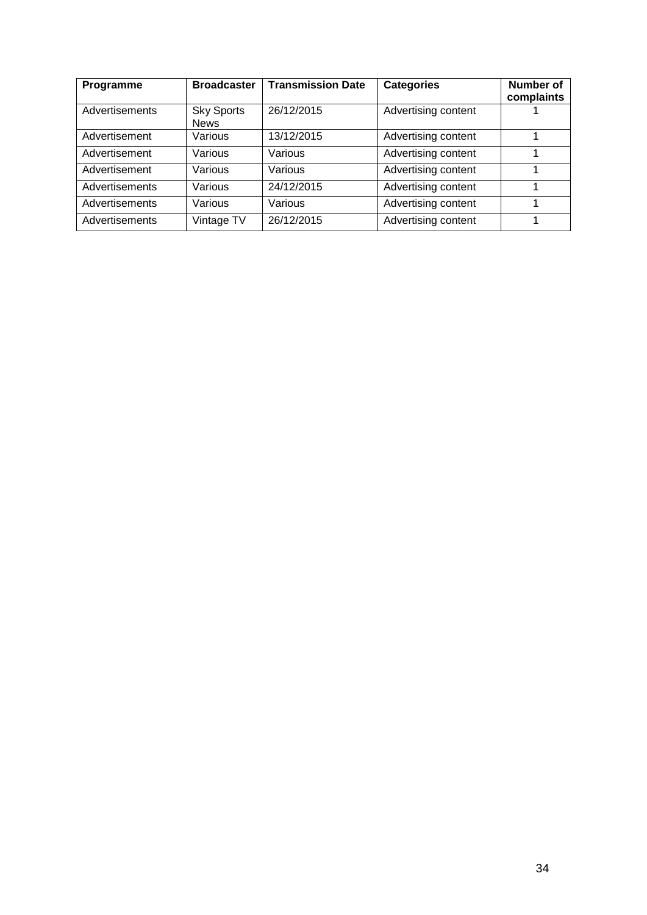| Programme | Broadcaster | Transmission Date | Categories | Number of complaints |
|---|---|---|---|---|
| Advertisements | Sky Sports News | 26/12/2015 | Advertising content | 1 |
| Advertisement | Various | 13/12/2015 | Advertising content | 1 |
| Advertisement | Various | Various | Advertising content | 1 |
| Advertisement | Various | Various | Advertising content | 1 |
| Advertisements | Various | 24/12/2015 | Advertising content | 1 |
| Advertisements | Various | Various | Advertising content | 1 |
| Advertisements | Vintage TV | 26/12/2015 | Advertising content | 1 |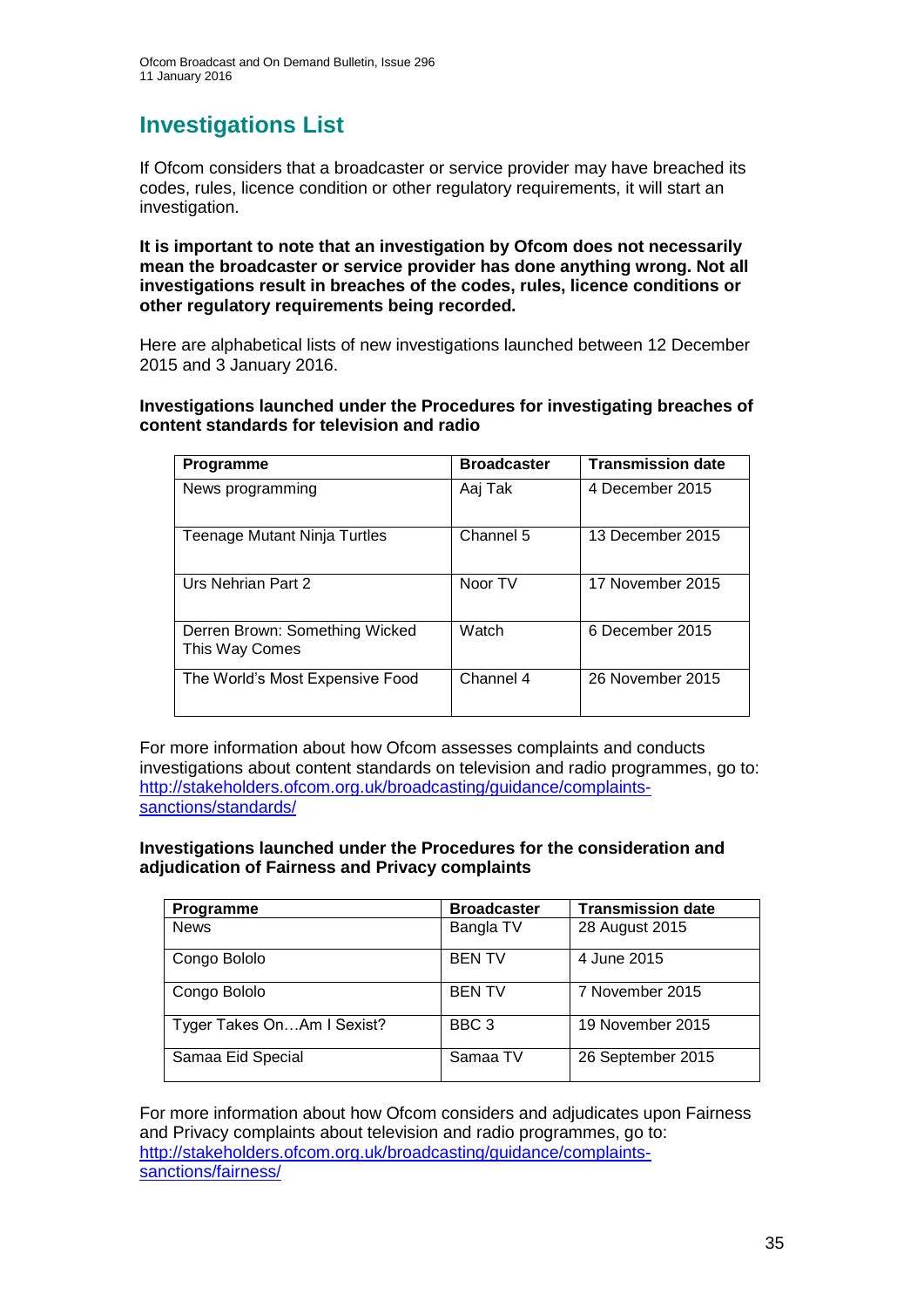# Investigations List

If Ofcom considers that a broadcaster or service provider may have breached its codes, rules, licence condition or other regulatory requirements, it will start an investigation.

**It is important to note that an investigation by Ofcom does not necessarily mean the broadcaster or service provider has done anything wrong. Not all investigations result in breaches of the codes, rules, licence conditions or other regulatory requirements being recorded.**

Here are alphabetical lists of new investigations launched between 12 December 2015 and 3 January 2016.

**Investigations launched under the Procedures for investigating breaches of content standards for television and radio**

| Programme | Broadcaster | Transmission date |
|---|---|---|
| News programming | Aaj Tak | 4 December 2015 |
| Teenage Mutant Ninja Turtles | Channel 5 | 13 December 2015 |
| Urs Nehrian Part 2 | Noor TV | 17 November 2015 |
| Derren Brown: Something Wicked This Way Comes | Watch | 6 December 2015 |
| The World's Most Expensive Food | Channel 4 | 26 November 2015 |

For more information about how Ofcom assesses complaints and conducts investigations about content standards on television and radio programmes, go to: http://stakeholders.ofcom.org.uk/broadcasting/guidance/complaints-sanctions/standards/

**Investigations launched under the Procedures for the consideration and adjudication of Fairness and Privacy complaints**

| Programme | Broadcaster | Transmission date |
|---|---|---|
| News | Bangla TV | 28 August 2015 |
| Congo Bololo | BEN TV | 4 June 2015 |
| Congo Bololo | BEN TV | 7 November 2015 |
| Tyger Takes On…Am I Sexist? | BBC 3 | 19 November 2015 |
| Samaa Eid Special | Samaa TV | 26 September 2015 |

For more information about how Ofcom considers and adjudicates upon Fairness and Privacy complaints about television and radio programmes, go to: http://stakeholders.ofcom.org.uk/broadcasting/guidance/complaints-sanctions/fairness/